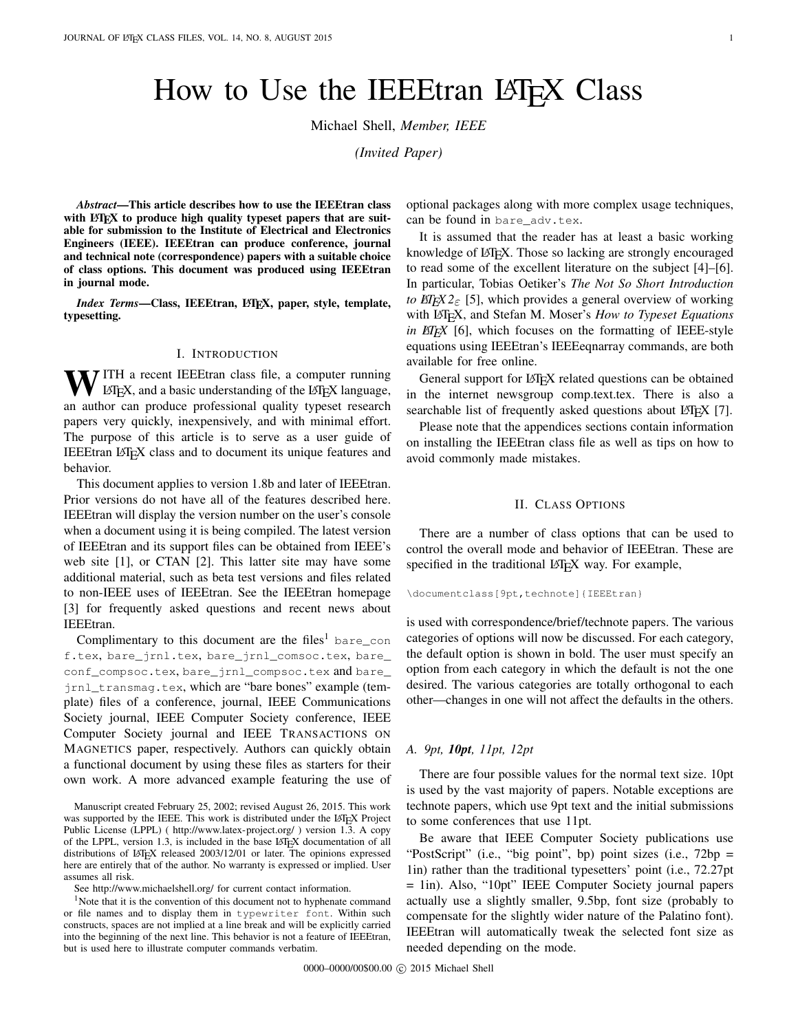# How to Use the IEEEtran LaTeX Class

Michael Shell, *Member, IEEE*

*(Invited Paper)*

***Abstract*—This article describes how to use the IEEEtran class with LaTeX to produce high quality typeset papers that are suitable for submission to the Institute of Electrical and Electronics Engineers (IEEE). IEEEtran can produce conference, journal and technical note (correspondence) papers with a suitable choice of class options. This document was produced using IEEEtran in journal mode.**

***Index Terms*—Class, IEEEtran, LaTeX, paper, style, template, typesetting.**

## I. Introduction

WITH a recent IEEEtran class file, a computer running LaTeX, and a basic understanding of the LaTeX language, an author can produce professional quality typeset research papers very quickly, inexpensively, and with minimal effort. The purpose of this article is to serve as a user guide of IEEEtran LaTeX class and to document its unique features and behavior.

This document applies to version 1.8b and later of IEEEtran. Prior versions do not have all of the features described here. IEEEtran will display the version number on the user's console when a document using it is being compiled. The latest version of IEEEtran and its support files can be obtained from IEEE's web site [1], or CTAN [2]. This latter site may have some additional material, such as beta test versions and files related to non-IEEE uses of IEEEtran. See the IEEEtran homepage [3] for frequently asked questions and recent news about IEEEtran.

Complimentary to this document are the files[1] `bare_conf.tex`, `bare_jrnl.tex`, `bare_jrnl_comsoc.tex`, `bare_conf_compsoc.tex`, `bare_jrnl_compsoc.tex` and `bare_jrnl_transmag.tex`, which are "bare bones" example (template) files of a conference, journal, IEEE Communications Society journal, IEEE Computer Society conference, IEEE Computer Society journal and IEEE Transactions on Magnetics paper, respectively. Authors can quickly obtain a functional document by using these files as starters for their own work. A more advanced example featuring the use of optional packages along with more complex usage techniques, can be found in `bare_adv.tex`.

It is assumed that the reader has at least a basic working knowledge of LaTeX. Those so lacking are strongly encouraged to read some of the excellent literature on the subject [4]–[6]. In particular, Tobias Oetiker's *The Not So Short Introduction to LaTeX 2ε* [5], which provides a general overview of working with LaTeX, and Stefan M. Moser's *How to Typeset Equations in LaTeX* [6], which focuses on the formatting of IEEE-style equations using IEEEtran's IEEEeqnarray commands, are both available for free online.

General support for LaTeX related questions can be obtained in the internet newsgroup comp.text.tex. There is also a searchable list of frequently asked questions about LaTeX [7].

Please note that the appendices sections contain information on installing the IEEEtran class file as well as tips on how to avoid commonly made mistakes.

## II. Class Options

There are a number of class options that can be used to control the overall mode and behavior of IEEEtran. These are specified in the traditional LaTeX way. For example,

```
\documentclass[9pt,technote]{IEEEtran}
```

is used with correspondence/brief/technote papers. The various categories of options will now be discussed. For each category, the default option is shown in bold. The user must specify an option from each category in which the default is not the one desired. The various categories are totally orthogonal to each other—changes in one will not affect the defaults in the others.

### A. 9pt, **10pt**, 11pt, 12pt

There are four possible values for the normal text size. 10pt is used by the vast majority of papers. Notable exceptions are technote papers, which use 9pt text and the initial submissions to some conferences that use 11pt.

Be aware that IEEE Computer Society publications use "PostScript" point sizes (i.e., "big point", bp) point sizes (i.e., 72bp = 1in) rather than the traditional typesetters' point (i.e., 72.27pt = 1in). Also, "10pt" IEEE Computer Society journal papers actually use a slightly smaller, 9.5bp, font size (probably to compensate for the slightly wider nature of the Palatino font). IEEEtran will automatically tweak the selected font size as needed depending on the mode.

---

Manuscript created February 25, 2002; revised August 26, 2015. This work was supported by the IEEE. This work is distributed under the LaTeX Project Public License (LPPL) ( http://www.latex-project.org/ ) version 1.3. A copy of the LPPL, version 1.3, is included in the base LaTeX documentation of all distributions of LaTeX released 2003/12/01 or later. The opinions expressed here are entirely that of the author. No warranty is expressed or implied. User assumes all risk.

See http://www.michaelshell.org/ for current contact information.

[1] Note that it is the convention of this document not to hyphenate command or file names and to display them in `typewriter font`. Within such constructs, spaces are not implied at a line break and will be explicitly carried into the beginning of the next line. This behavior is not a feature of IEEEtran, but is used here to illustrate computer commands verbatim.

0000–0000/00$00.00 © 2015 Michael Shell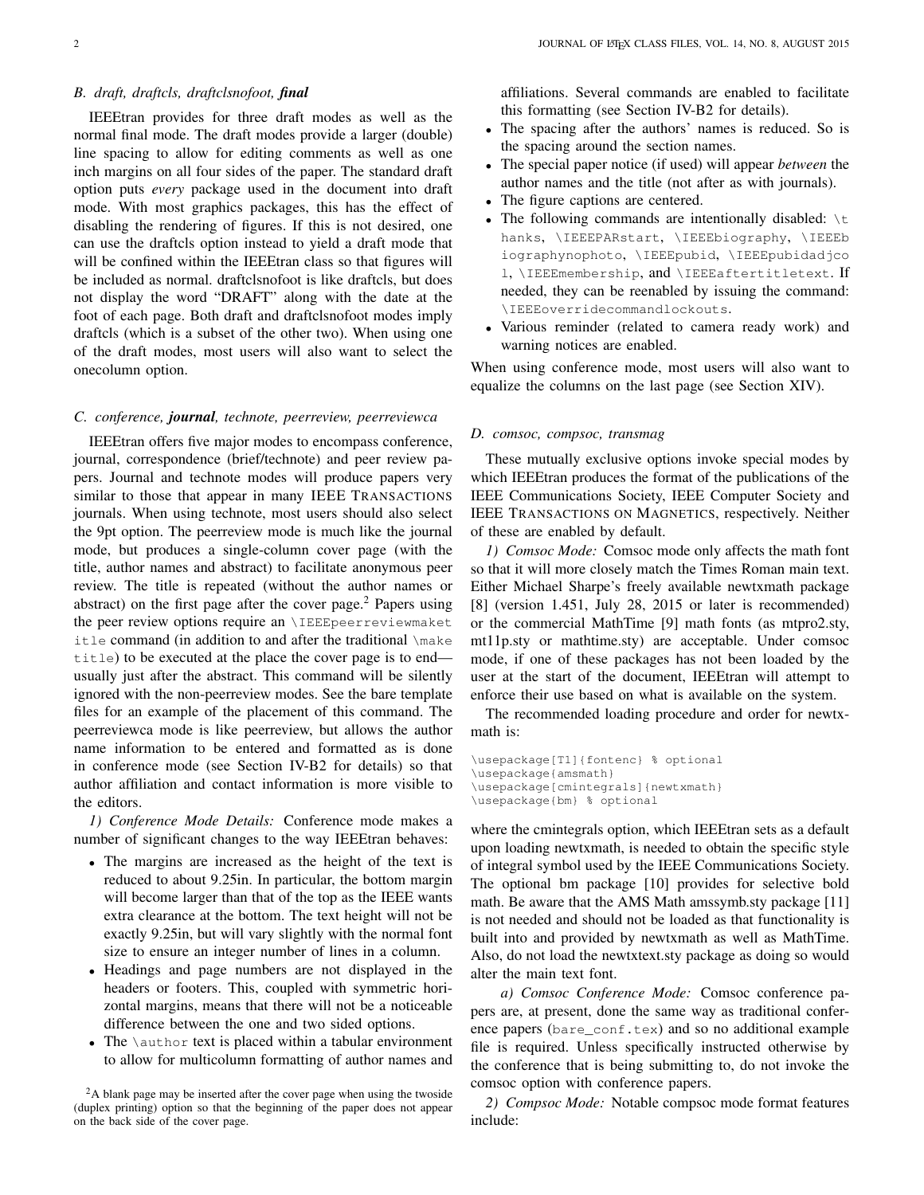### B. draft, draftcls, draftclsnofoot, ***final***

IEEEtran provides for three draft modes as well as the normal final mode. The draft modes provide a larger (double) line spacing to allow for editing comments as well as one inch margins on all four sides of the paper. The standard draft option puts *every* package used in the document into draft mode. With most graphics packages, this has the effect of disabling the rendering of figures. If this is not desired, one can use the draftcls option instead to yield a draft mode that will be confined within the IEEEtran class so that figures will be included as normal. draftclsnofoot is like draftcls, but does not display the word "DRAFT" along with the date at the foot of each page. Both draft and draftclsnofoot modes imply draftcls (which is a subset of the other two). When using one of the draft modes, most users will also want to select the onecolumn option.

### C. conference, ***journal***, technote, peerreview, peerreviewca

IEEEtran offers five major modes to encompass conference, journal, correspondence (brief/technote) and peer review papers. Journal and technote modes will produce papers very similar to those that appear in many IEEE TRANSACTIONS journals. When using technote, most users should also select the 9pt option. The peerreview mode is much like the journal mode, but produces a single-column cover page (with the title, author names and abstract) to facilitate anonymous peer review. The title is repeated (without the author names or abstract) on the first page after the cover page.[2] Papers using the peer review options require an `\IEEEpeerreviewmaketitle` command (in addition to and after the traditional `\maketitle`) to be executed at the place the cover page is to end—usually just after the abstract. This command will be silently ignored with the non-peerreview modes. See the bare template files for an example of the placement of this command. The peerreviewca mode is like peerreview, but allows the author name information to be entered and formatted as is done in conference mode (see Section IV-B2 for details) so that author affiliation and contact information is more visible to the editors.

*1) Conference Mode Details:* Conference mode makes a number of significant changes to the way IEEEtran behaves:

- The margins are increased as the height of the text is reduced to about 9.25in. In particular, the bottom margin will become larger than that of the top as the IEEE wants extra clearance at the bottom. The text height will not be exactly 9.25in, but will vary slightly with the normal font size to ensure an integer number of lines in a column.
- Headings and page numbers are not displayed in the headers or footers. This, coupled with symmetric horizontal margins, means that there will not be a noticeable difference between the one and two sided options.
- The `\author` text is placed within a tabular environment to allow for multicolumn formatting of author names and affiliations. Several commands are enabled to facilitate this formatting (see Section IV-B2 for details).
- The spacing after the authors' names is reduced. So is the spacing around the section names.
- The special paper notice (if used) will appear *between* the author names and the title (not after as with journals).
- The figure captions are centered.
- The following commands are intentionally disabled: `\thanks`, `\IEEEPARstart`, `\IEEEbiography`, `\IEEEbiographynophoto`, `\IEEEpubid`, `\IEEEpubidadjcol`, `\IEEEmembership`, and `\IEEEaftertitletext`. If needed, they can be reenabled by issuing the command: `\IEEEoverridecommandlockouts`.
- Various reminder (related to camera ready work) and warning notices are enabled.

When using conference mode, most users will also want to equalize the columns on the last page (see Section XIV).

[2] A blank page may be inserted after the cover page when using the twoside (duplex printing) option so that the beginning of the paper does not appear on the back side of the cover page.

### D. comsoc, compsoc, transmag

These mutually exclusive options invoke special modes by which IEEEtran produces the format of the publications of the IEEE Communications Society, IEEE Computer Society and IEEE TRANSACTIONS ON MAGNETICS, respectively. Neither of these are enabled by default.

*1) Comsoc Mode:* Comsoc mode only affects the math font so that it will more closely match the Times Roman main text. Either Michael Sharpe's freely available newtxmath package [8] (version 1.451, July 28, 2015 or later is recommended) or the commercial MathTime [9] math fonts (as mtpro2.sty, mt11p.sty or mathtime.sty) are acceptable. Under comsoc mode, if one of these packages has not been loaded by the user at the start of the document, IEEEtran will attempt to enforce their use based on what is available on the system.

The recommended loading procedure and order for newtxmath is:

```
\usepackage[T1]{fontenc} % optional
\usepackage{amsmath}
\usepackage[cmintegrals]{newtxmath}
\usepackage{bm} % optional
```

where the cmintegrals option, which IEEEtran sets as a default upon loading newtxmath, is needed to obtain the specific style of integral symbol used by the IEEE Communications Society. The optional bm package [10] provides for selective bold math. Be aware that the AMS Math amssymb.sty package [11] is not needed and should not be loaded as that functionality is built into and provided by newtxmath as well as MathTime. Also, do not load the newtxtext.sty package as doing so would alter the main text font.

*a) Comsoc Conference Mode:* Comsoc conference papers are, at present, done the same way as traditional conference papers (`bare_conf.tex`) and so no additional example file is required. Unless specifically instructed otherwise by the conference that is being submitting to, do not invoke the comsoc option with conference papers.

*2) Compsoc Mode:* Notable compsoc mode format features include: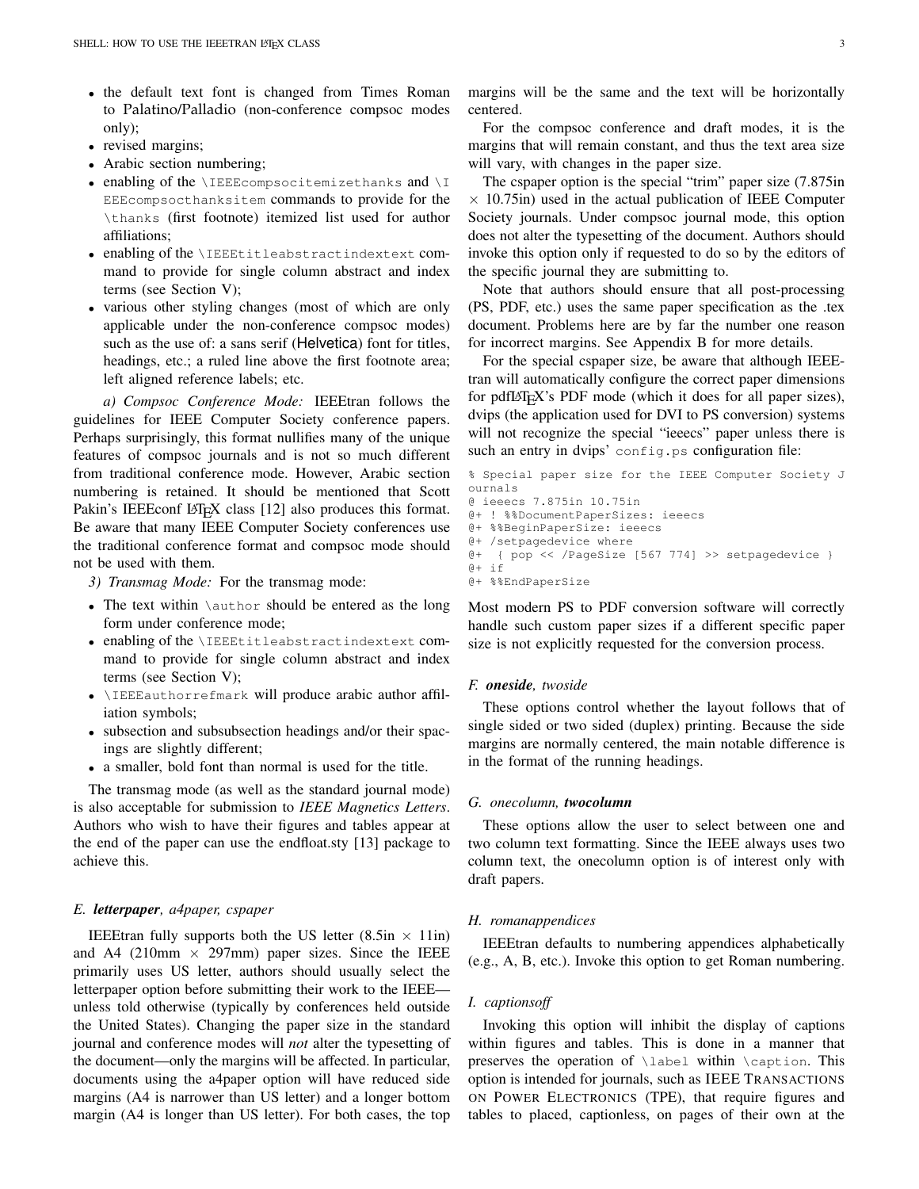- the default text font is changed from Times Roman to Palatino/Palladio (non-conference compsoc modes only);
- revised margins;
- Arabic section numbering;
- enabling of the `\IEEEcompsocitemizethanks` and `\IEEEcompsocthanksitem` commands to provide for the `\thanks` (first footnote) itemized list used for author affiliations;
- enabling of the `\IEEEtitleabstractindextext` command to provide for single column abstract and index terms (see Section V);
- various other styling changes (most of which are only applicable under the non-conference compsoc modes) such as the use of: a sans serif (Helvetica) font for titles, headings, etc.; a ruled line above the first footnote area; left aligned reference labels; etc.

*a) Compsoc Conference Mode:* IEEEtran follows the guidelines for IEEE Computer Society conference papers. Perhaps surprisingly, this format nullifies many of the unique features of compsoc journals and is not so much different from traditional conference mode. However, Arabic section numbering is retained. It should be mentioned that Scott Pakin's IEEEconf LaTeX class [12] also produces this format. Be aware that many IEEE Computer Society conferences use the traditional conference format and compsoc mode should not be used with them.

*3) Transmag Mode:* For the transmag mode:

- The text within `\author` should be entered as the long form under conference mode;
- enabling of the `\IEEEtitleabstractindextext` command to provide for single column abstract and index terms (see Section V);
- `\IEEEauthorrefmark` will produce arabic author affiliation symbols;
- subsection and subsubsection headings and/or their spacings are slightly different;
- a smaller, bold font than normal is used for the title.

The transmag mode (as well as the standard journal mode) is also acceptable for submission to *IEEE Magnetics Letters*. Authors who wish to have their figures and tables appear at the end of the paper can use the endfloat.sty [13] package to achieve this.

### E. *letterpaper*, a4paper, cspaper

IEEEtran fully supports both the US letter (8.5in × 11in) and A4 (210mm × 297mm) paper sizes. Since the IEEE primarily uses US letter, authors should usually select the letterpaper option before submitting their work to the IEEE—unless told otherwise (typically by conferences held outside the United States). Changing the paper size in the standard journal and conference modes will *not* alter the typesetting of the document—only the margins will be affected. In particular, documents using the a4paper option will have reduced side margins (A4 is narrower than US letter) and a longer bottom margin (A4 is longer than US letter). For both cases, the top margins will be the same and the text will be horizontally centered.

For the compsoc conference and draft modes, it is the margins that will remain constant, and thus the text area size will vary, with changes in the paper size.

The cspaper option is the special "trim" paper size (7.875in × 10.75in) used in the actual publication of IEEE Computer Society journals. Under compsoc journal mode, this option does not alter the typesetting of the document. Authors should invoke this option only if requested to do so by the editors of the specific journal they are submitting to.

Note that authors should ensure that all post-processing (PS, PDF, etc.) uses the same paper specification as the .tex document. Problems here are by far the number one reason for incorrect margins. See Appendix B for more details.

For the special cspaper size, be aware that although IEEEtran will automatically configure the correct paper dimensions for pdfLaTeX's PDF mode (which it does for all paper sizes), dvips (the application used for DVI to PS conversion) systems will not recognize the special "ieeecs" paper unless there is such an entry in dvips' `config.ps` configuration file:

```
% Special paper size for the IEEE Computer Society Journals
@ ieeecs 7.875in 10.75in
@+ ! %%DocumentPaperSizes: ieeecs
@+ %%BeginPaperSize: ieeecs
@+ /setpagedevice where
@+  { pop << /PageSize [567 774] >> setpagedevice }
@+ if
@+ %%EndPaperSize
```

Most modern PS to PDF conversion software will correctly handle such custom paper sizes if a different specific paper size is not explicitly requested for the conversion process.

### F. *oneside*, twoside

These options control whether the layout follows that of single sided or two sided (duplex) printing. Because the side margins are normally centered, the main notable difference is in the format of the running headings.

### G. onecolumn, *twocolumn*

These options allow the user to select between one and two column text formatting. Since the IEEE always uses two column text, the onecolumn option is of interest only with draft papers.

### H. romanappendices

IEEEtran defaults to numbering appendices alphabetically (e.g., A, B, etc.). Invoke this option to get Roman numbering.

### I. captionsoff

Invoking this option will inhibit the display of captions within figures and tables. This is done in a manner that preserves the operation of `\label` within `\caption`. This option is intended for journals, such as IEEE TRANSACTIONS ON POWER ELECTRONICS (TPE), that require figures and tables to placed, captionless, on pages of their own at the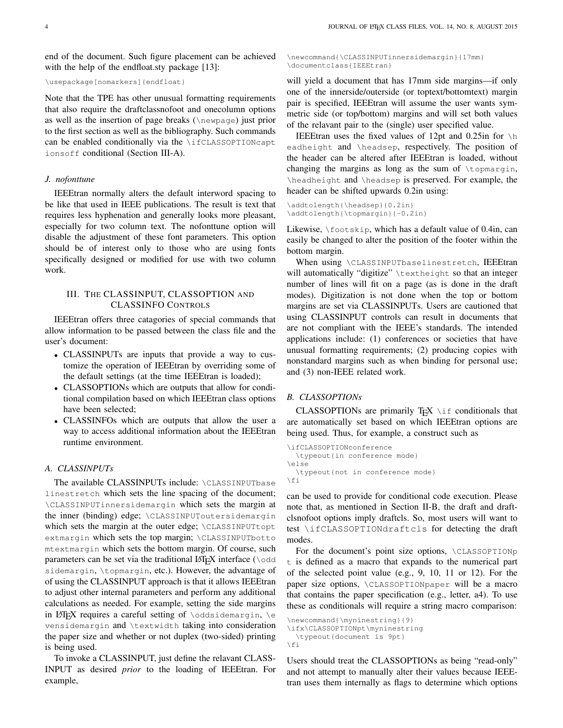end of the document. Such figure placement can be achieved with the help of the endfloat.sty package [13]:

```
\usepackage[nomarkers]{endfloat}
```

Note that the TPE has other unusual formatting requirements that also require the draftclassnofoot and onecolumn options as well as the insertion of page breaks (`\newpage`) just prior to the first section as well as the bibliography. Such commands can be enabled conditionally via the `\ifCLASSOPTIONcaptionsoff` conditional (Section III-A).

### *J. nofonttune*

IEEEtran normally alters the default interword spacing to be like that used in IEEE publications. The result is text that requires less hyphenation and generally looks more pleasant, especially for two column text. The nofonttune option will disable the adjustment of these font parameters. This option should be of interest only to those who are using fonts specifically designed or modified for use with two column work.

## III. The CLASSINPUT, CLASSOPTION and CLASSINFO Controls

IEEEtran offers three catagories of special commands that allow information to be passed between the class file and the user's document:

- CLASSINPUTs are inputs that provide a way to customize the operation of IEEEtran by overriding some of the default settings (at the time IEEEtran is loaded);
- CLASSOPTIONs which are outputs that allow for conditional compilation based on which IEEEtran class options have been selected;
- CLASSINFOs which are outputs that allow the user a way to access additional information about the IEEEtran runtime environment.

### *A. CLASSINPUTs*

The available CLASSINPUTs include: `\CLASSINPUTbaselinestretch` which sets the line spacing of the document; `\CLASSINPUTinnersidemargin` which sets the margin at the inner (binding) edge; `\CLASSINPUToutersidemargin` which sets the margin at the outer edge; `\CLASSINPUTtoptextmargin` which sets the top margin; `\CLASSINPUTbottomtextmargin` which sets the bottom margin. Of course, such parameters can be set via the traditional LaTeX interface (`\oddsidemargin`, `\topmargin`, etc.). However, the advantage of of using the CLASSINPUT approach is that it allows IEEEtran to adjust other internal parameters and perform any additional calculations as needed. For example, setting the side margins in LaTeX requires a careful setting of `\oddsidemargin`, `\evensidemargin` and `\textwidth` taking into consideration the paper size and whether or not duplex (two-sided) printing is being used.

To invoke a CLASSINPUT, just define the relavant CLASSINPUT as desired *prior* to the loading of IEEEtran. For example,

```
\newcommand{\CLASSINPUTinnersidemargin}{17mm}
\documentclass{IEEEtran}
```

will yield a document that has 17mm side margins—if only one of the innerside/outerside (or toptext/bottomtext) margin pair is specified, IEEEtran will assume the user wants symmetric side (or top/bottom) margins and will set both values of the relavant pair to the (single) user specified value.

IEEEtran uses the fixed values of 12pt and 0.25in for `\headheight` and `\headsep`, respectively. The position of the header can be altered after IEEEtran is loaded, without changing the margins as long as the sum of `\topmargin`, `\headheight` and `\headsep` is preserved. For example, the header can be shifted upwards 0.2in using:

```
\addtolength{\headsep}{0.2in}
\addtolength{\topmargin}{-0.2in}
```

Likewise, `\footskip`, which has a default value of 0.4in, can easily be changed to alter the position of the footer within the bottom margin.

When using `\CLASSINPUTbaselinestretch`, IEEEtran will automatically "digitize" `\textheight` so that an integer number of lines will fit on a page (as is done in the draft modes). Digitization is not done when the top or bottom margins are set via CLASSINPUTs. Users are cautioned that using CLASSINPUT controls can result in documents that are not compliant with the IEEE's standards. The intended applications include: (1) conferences or societies that have unusual formatting requirements; (2) producing copies with nonstandard margins such as when binding for personal use; and (3) non-IEEE related work.

### *B. CLASSOPTIONs*

CLASSOPTIONs are primarily TeX `\if` conditionals that are automatically set based on which IEEEtran options are being used. Thus, for example, a construct such as

```
\ifCLASSOPTIONconference
  \typeout{in conference mode}
\else
  \typeout{not in conference mode}
\fi
```

can be used to provide for conditional code execution. Please note that, as mentioned in Section II-B, the draft and draftclsnofoot options imply draftcls. So, most users will want to test `\ifCLASSOPTIONdraftcls` for detecting the draft modes.

For the document's point size options, `\CLASSOPTIONpt` is defined as a macro that expands to the numerical part of the selected point value (e.g., 9, 10, 11 or 12). For the paper size options, `\CLASSOPTIONpaper` will be a macro that contains the paper specification (e.g., letter, a4). To use these as conditionals will require a string macro comparison:

```
\newcommand{\myninestring}{9}
\ifx\CLASSOPTIONpt\myninestring
  \typeout{document is 9pt}
\fi
```

Users should treat the CLASSOPTIONs as being "read-only" and not attempt to manually alter their values because IEEEtran uses them internally as flags to determine which options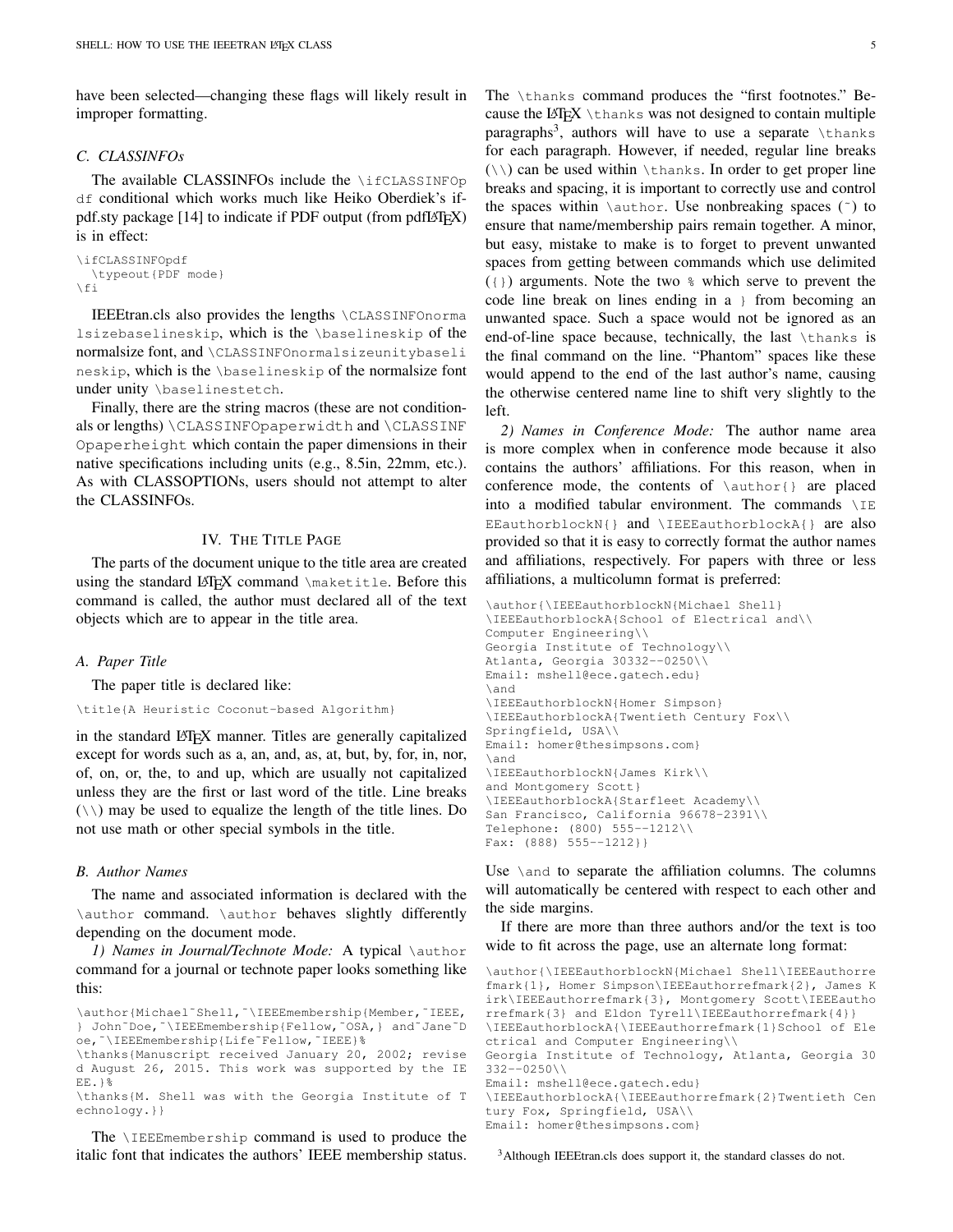have been selected—changing these flags will likely result in improper formatting.

### C. CLASSINFOs

The available CLASSINFOs include the `\ifCLASSINFOpdf` conditional which works much like Heiko Oberdiek's ifpdf.sty package [14] to indicate if PDF output (from pdfLaTeX) is in effect:

```
\ifCLASSINFOpdf
  \typeout{PDF mode}
\fi
```

IEEEtran.cls also provides the lengths `\CLASSINFOnormalsizebaselineskip`, which is the `\baselineskip` of the normalsize font, and `\CLASSINFOnormalsizeunitybaselineskip`, which is the `\baselineskip` of the normalsize font under unity `\baselinestetch`.

Finally, there are the string macros (these are not conditionals or lengths) `\CLASSINFOpaperwidth` and `\CLASSINFOpaperheight` which contain the paper dimensions in their native specifications including units (e.g., 8.5in, 22mm, etc.). As with CLASSOPTIONs, users should not attempt to alter the CLASSINFOs.

## IV. The Title Page

The parts of the document unique to the title area are created using the standard LaTeX command `\maketitle`. Before this command is called, the author must declared all of the text objects which are to appear in the title area.

### A. Paper Title

The paper title is declared like:

```
\title{A Heuristic Coconut-based Algorithm}
```

in the standard LaTeX manner. Titles are generally capitalized except for words such as a, an, and, as, at, but, by, for, in, nor, of, on, or, the, to and up, which are usually not capitalized unless they are the first or last word of the title. Line breaks (`\\`) may be used to equalize the length of the title lines. Do not use math or other special symbols in the title.

### B. Author Names

The name and associated information is declared with the `\author` command. `\author` behaves slightly differently depending on the document mode.

*1) Names in Journal/Technote Mode:* A typical `\author` command for a journal or technote paper looks something like this:

```
\author{Michael~Shell,~\IEEEmembership{Member,~IEEE,
} John~Doe,~\IEEEmembership{Fellow,~OSA,} and~Jane~D
oe,~\IEEEmembership{Life~Fellow,~IEEE}%
\thanks{Manuscript received January 20, 2002; revise
d August 26, 2015. This work was supported by the IE
EE.}%
\thanks{M. Shell was with the Georgia Institute of T
echnology.}}
```

The `\IEEEmembership` command is used to produce the italic font that indicates the authors' IEEE membership status. The `\thanks` command produces the "first footnotes." Because the LaTeX `\thanks` was not designed to contain multiple paragraphs[3], authors will have to use a separate `\thanks` for each paragraph. However, if needed, regular line breaks (`\\`) can be used within `\thanks`. In order to get proper line breaks and spacing, it is important to correctly use and control the spaces within `\author`. Use nonbreaking spaces (`~`) to ensure that name/membership pairs remain together. A minor, but easy, mistake to make is to forget to prevent unwanted spaces from getting between commands which use delimited (`{}`) arguments. Note the two `%` which serve to prevent the code line break on lines ending in a `}` from becoming an unwanted space. Such a space would not be ignored as an end-of-line space because, technically, the last `\thanks` is the final command on the line. "Phantom" spaces like these would append to the end of the last author's name, causing the otherwise centered name line to shift very slightly to the left.

*2) Names in Conference Mode:* The author name area is more complex when in conference mode because it also contains the authors' affiliations. For this reason, when in conference mode, the contents of `\author{}` are placed into a modified tabular environment. The commands `\IEEEauthorblockN{}` and `\IEEEauthorblockA{}` are also provided so that it is easy to correctly format the author names and affiliations, respectively. For papers with three or less affiliations, a multicolumn format is preferred:

```
\author{\IEEEauthorblockN{Michael Shell}
\IEEEauthorblockA{School of Electrical and\\
Computer Engineering\\
Georgia Institute of Technology\\
Atlanta, Georgia 30332--0250\\
Email: mshell@ece.gatech.edu}
\and
\IEEEauthorblockN{Homer Simpson}
\IEEEauthorblockA{Twentieth Century Fox\\
Springfield, USA\\
Email: homer@thesimpsons.com}
\and
\IEEEauthorblockN{James Kirk\\
and Montgomery Scott}
\IEEEauthorblockA{Starfleet Academy\\
San Francisco, California 96678-2391\\
Telephone: (800) 555--1212\\
Fax: (888) 555--1212}}
```

Use `\and` to separate the affiliation columns. The columns will automatically be centered with respect to each other and the side margins.

If there are more than three authors and/or the text is too wide to fit across the page, use an alternate long format:

```
\author{\IEEEauthorblockN{Michael Shell\IEEEauthorre
fmark{1}, Homer Simpson\IEEEauthorrefmark{2}, James K
irk\IEEEauthorrefmark{3}, Montgomery Scott\IEEEautho
rrefmark{3} and Eldon Tyrell\IEEEauthorrefmark{4}}
\IEEEauthorblockA{\IEEEauthorrefmark{1}School of Ele
ctrical and Computer Engineering\\
Georgia Institute of Technology, Atlanta, Georgia 30
332--0250\\
Email: mshell@ece.gatech.edu}
\IEEEauthorblockA{\IEEEauthorrefmark{2}Twentieth Cen
tury Fox, Springfield, USA\\
Email: homer@thesimpsons.com}
```

[3]Although IEEEtran.cls does support it, the standard classes do not.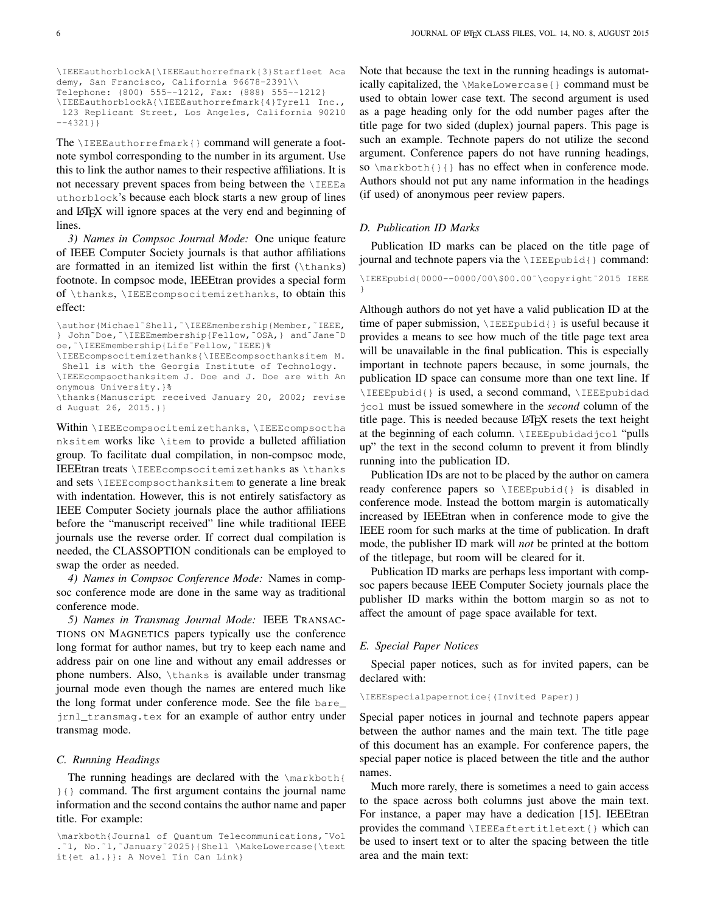```
\IEEEauthorblockA{\IEEEauthorrefmark{3}Starfleet Aca
demy, San Francisco, California 96678-2391\\
Telephone: (800) 555--1212, Fax: (888) 555--1212}
\IEEEauthorblockA{\IEEEauthorrefmark{4}Tyrell Inc.,
 123 Replicant Street, Los Angeles, California 90210
--4321}}
```

The `\IEEEauthorrefmark{}` command will generate a footnote symbol corresponding to the number in its argument. Use this to link the author names to their respective affiliations. It is not necessary prevent spaces from being between the `\IEEEauthorblock`'s because each block starts a new group of lines and LaTeX will ignore spaces at the very end and beginning of lines.

*3) Names in Compsoc Journal Mode:* One unique feature of IEEE Computer Society journals is that author affiliations are formatted in an itemized list within the first (`\thanks`) footnote. In compsoc mode, IEEEtran provides a special form of `\thanks`, `\IEEEcompsocitemizethanks`, to obtain this effect:

```
\author{Michael~Shell,~\IEEEmembership{Member,~IEEE,
} John~Doe,~\IEEEmembership{Fellow,~OSA,} and~Jane~D
oe,~\IEEEmembership{Life~Fellow,~IEEE}%
\IEEEcompsocitemizethanks{\IEEEcompsocthanksitem M.
 Shell is with the Georgia Institute of Technology.
\IEEEcompsocthanksitem J. Doe and J. Doe are with An
onymous University.}%
\thanks{Manuscript received January 20, 2002; revise
d August 26, 2015.}}
```

Within `\IEEEcompsocitemizethanks`, `\IEEEcompsocthanksitem` works like `\item` to provide a bulleted affiliation group. To facilitate dual compilation, in non-compsoc mode, IEEEtran treats `\IEEEcompsocitemizethanks` as `\thanks` and sets `\IEEEcompsocthanksitem` to generate a line break with indentation. However, this is not entirely satisfactory as IEEE Computer Society journals place the author affiliations before the "manuscript received" line while traditional IEEE journals use the reverse order. If correct dual compilation is needed, the CLASSOPTION conditionals can be employed to swap the order as needed.

*4) Names in Compsoc Conference Mode:* Names in compsoc conference mode are done in the same way as traditional conference mode.

*5) Names in Transmag Journal Mode:* IEEE TRANSACTIONS ON MAGNETICS papers typically use the conference long format for author names, but try to keep each name and address pair on one line and without any email addresses or phone numbers. Also, `\thanks` is available under transmag journal mode even though the names are entered much like the long format under conference mode. See the file `bare_jrnl_transmag.tex` for an example of author entry under transmag mode.

### C. Running Headings

The running headings are declared with the `\markboth{}{}` command. The first argument contains the journal name information and the second contains the author name and paper title. For example:

```
\markboth{Journal of Quantum Telecommunications,~Vol
.~1, No.~1,~January~2025}{Shell \MakeLowercase{\text
it{et al.}}: A Novel Tin Can Link}
```

Note that because the text in the running headings is automatically capitalized, the `\MakeLowercase{}` command must be used to obtain lower case text. The second argument is used as a page heading only for the odd number pages after the title page for two sided (duplex) journal papers. This page is such an example. Technote papers do not utilize the second argument. Conference papers do not have running headings, so `\markboth{}{}` has no effect when in conference mode. Authors should not put any name information in the headings (if used) of anonymous peer review papers.

### D. Publication ID Marks

Publication ID marks can be placed on the title page of journal and technote papers via the `\IEEEpubid{}` command:

```
\IEEEpubid{0000--0000/00\$00.00~\copyright~2015 IEEE
}
```

Although authors do not yet have a valid publication ID at the time of paper submission, `\IEEEpubid{}` is useful because it provides a means to see how much of the title page text area will be unavailable in the final publication. This is especially important in technote papers because, in some journals, the publication ID space can consume more than one text line. If `\IEEEpubid{}` is used, a second command, `\IEEEpubidadjcol` must be issued somewhere in the *second* column of the title page. This is needed because LaTeX resets the text height at the beginning of each column. `\IEEEpubidadjcol` "pulls up" the text in the second column to prevent it from blindly running into the publication ID.

Publication IDs are not to be placed by the author on camera ready conference papers so `\IEEEpubid{}` is disabled in conference mode. Instead the bottom margin is automatically increased by IEEEtran when in conference mode to give the IEEE room for such marks at the time of publication. In draft mode, the publisher ID mark will *not* be printed at the bottom of the titlepage, but room will be cleared for it.

Publication ID marks are perhaps less important with compsoc papers because IEEE Computer Society journals place the publisher ID marks within the bottom margin so as not to affect the amount of page space available for text.

### E. Special Paper Notices

Special paper notices, such as for invited papers, can be declared with:

```
\IEEEspecialpapernotice{(Invited Paper)}
```

Special paper notices in journal and technote papers appear between the author names and the main text. The title page of this document has an example. For conference papers, the special paper notice is placed between the title and the author names.

Much more rarely, there is sometimes a need to gain access to the space across both columns just above the main text. For instance, a paper may have a dedication [15]. IEEEtran provides the command `\IEEEaftertitletext{}` which can be used to insert text or to alter the spacing between the title area and the main text: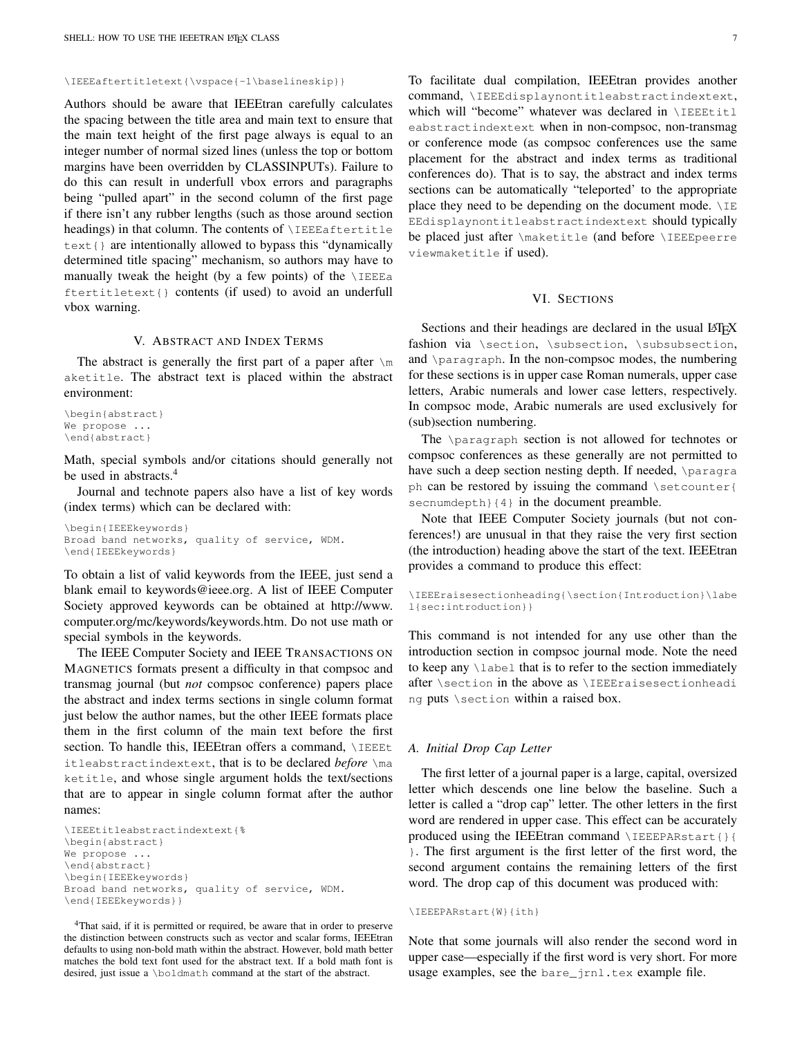```
\IEEEaftertitletext{\vspace{-1\baselineskip}}
```

Authors should be aware that IEEEtran carefully calculates the spacing between the title area and main text to ensure that the main text height of the first page always is equal to an integer number of normal sized lines (unless the top or bottom margins have been overridden by CLASSINPUTs). Failure to do this can result in underfull vbox errors and paragraphs being "pulled apart" in the second column of the first page if there isn't any rubber lengths (such as those around section headings) in that column. The contents of `\IEEEaftertitletext{}` are intentionally allowed to bypass this "dynamically determined title spacing" mechanism, so authors may have to manually tweak the height (by a few points) of the `\IEEEaftertitletext{}` contents (if used) to avoid an underfull vbox warning.

## V. Abstract and Index Terms

The abstract is generally the first part of a paper after `\maketitle`. The abstract text is placed within the abstract environment:

```
\begin{abstract}
We propose ...
\end{abstract}
```

Math, special symbols and/or citations should generally not be used in abstracts.[4]

Journal and technote papers also have a list of key words (index terms) which can be declared with:

```
\begin{IEEEkeywords}
Broad band networks, quality of service, WDM.
\end{IEEEkeywords}
```

To obtain a list of valid keywords from the IEEE, just send a blank email to keywords@ieee.org. A list of IEEE Computer Society approved keywords can be obtained at http://www.computer.org/mc/keywords/keywords.htm. Do not use math or special symbols in the keywords.

The IEEE Computer Society and IEEE Transactions on Magnetics formats present a difficulty in that compsoc and transmag journal (but *not* compsoc conference) papers place the abstract and index terms sections in single column format just below the author names, but the other IEEE formats place them in the first column of the main text before the first section. To handle this, IEEEtran offers a command, `\IEEEtitleabstractindextext`, that is to be declared *before* `\maketitle`, and whose single argument holds the text/sections that are to appear in single column format after the author names:

```
\IEEEtitleabstractindextext{%
\begin{abstract}
We propose ...
\end{abstract}
\begin{IEEEkeywords}
Broad band networks, quality of service, WDM.
\end{IEEEkeywords}}
```

[4]That said, if it is permitted or required, be aware that in order to preserve the distinction between constructs such as vector and scalar forms, IEEEtran defaults to using non-bold math within the abstract. However, bold math better matches the bold text font used for the abstract text. If a bold math font is desired, just issue a `\boldmath` command at the start of the abstract.

To facilitate dual compilation, IEEEtran provides another command, `\IEEEdisplaynontitleabstractindextext`, which will "become" whatever was declared in `\IEEEtitleabstractindextext` when in non-compsoc, non-transmag or conference mode (as compsoc conferences use the same placement for the abstract and index terms as traditional conferences do). That is to say, the abstract and index terms sections can be automatically "teleported' to the appropriate place they need to be depending on the document mode. `\IEEEdisplaynontitleabstractindextext` should typically be placed just after `\maketitle` (and before `\IEEEpeerreviewmaketitle` if used).

## VI. Sections

Sections and their headings are declared in the usual LaTeX fashion via `\section`, `\subsection`, `\subsubsection`, and `\paragraph`. In the non-compsoc modes, the numbering for these sections is in upper case Roman numerals, upper case letters, Arabic numerals and lower case letters, respectively. In compsoc mode, Arabic numerals are used exclusively for (sub)section numbering.

The `\paragraph` section is not allowed for technotes or compsoc conferences as these generally are not permitted to have such a deep section nesting depth. If needed, `\paragraph` can be restored by issuing the command `\setcounter{secnumdepth}{4}` in the document preamble.

Note that IEEE Computer Society journals (but not conferences!) are unusual in that they raise the very first section (the introduction) heading above the start of the text. IEEEtran provides a command to produce this effect:

```
\IEEEraisesectionheading{\section{Introduction}\label{sec:introduction}}
```

This command is not intended for any use other than the introduction section in compsoc journal mode. Note the need to keep any `\label` that is to refer to the section immediately after `\section` in the above as `\IEEEraisesectionheading` puts `\section` within a raised box.

### A. Initial Drop Cap Letter

The first letter of a journal paper is a large, capital, oversized letter which descends one line below the baseline. Such a letter is called a "drop cap" letter. The other letters in the first word are rendered in upper case. This effect can be accurately produced using the IEEEtran command `\IEEEPARstart{}{}`. The first argument is the first letter of the first word, the second argument contains the remaining letters of the first word. The drop cap of this document was produced with:

```
\IEEEPARstart{W}{ith}
```

Note that some journals will also render the second word in upper case—especially if the first word is very short. For more usage examples, see the `bare_jrnl.tex` example file.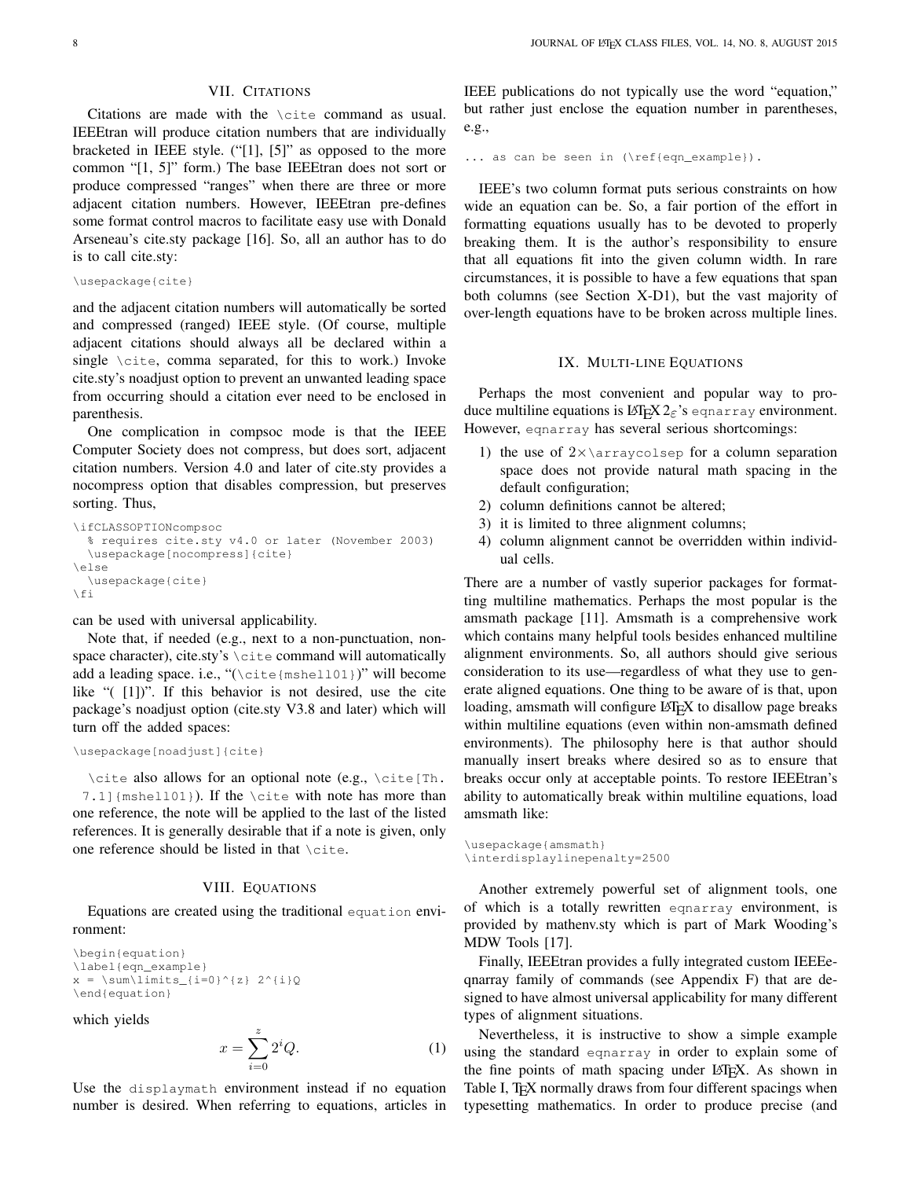## VII. Citations

Citations are made with the `\cite` command as usual. IEEEtran will produce citation numbers that are individually bracketed in IEEE style. ("[1], [5]" as opposed to the more common "[1, 5]" form.) The base IEEEtran does not sort or produce compressed "ranges" when there are three or more adjacent citation numbers. However, IEEEtran pre-defines some format control macros to facilitate easy use with Donald Arseneau's cite.sty package [16]. So, all an author has to do is to call cite.sty:

```
\usepackage{cite}
```

and the adjacent citation numbers will automatically be sorted and compressed (ranged) IEEE style. (Of course, multiple adjacent citations should always all be declared within a single `\cite`, comma separated, for this to work.) Invoke cite.sty's noadjust option to prevent an unwanted leading space from occurring should a citation ever need to be enclosed in parenthesis.

One complication in compsoc mode is that the IEEE Computer Society does not compress, but does sort, adjacent citation numbers. Version 4.0 and later of cite.sty provides a nocompress option that disables compression, but preserves sorting. Thus,

```
\ifCLASSOPTIONcompsoc
  % requires cite.sty v4.0 or later (November 2003)
  \usepackage[nocompress]{cite}
\else
  \usepackage{cite}
\fi
```

can be used with universal applicability.

Note that, if needed (e.g., next to a non-punctuation, non-space character), cite.sty's `\cite` command will automatically add a leading space. i.e., "(`\cite{mshell01}`)" will become like "( [1])". If this behavior is not desired, use the cite package's noadjust option (cite.sty V3.8 and later) which will turn off the added spaces:

```
\usepackage[noadjust]{cite}
```

`\cite` also allows for an optional note (e.g., `\cite[Th. 7.1]{mshell01}`). If the `\cite` with note has more than one reference, the note will be applied to the last of the listed references. It is generally desirable that if a note is given, only one reference should be listed in that `\cite`.

## VIII. Equations

Equations are created using the traditional `equation` environment:

```
\begin{equation}
\label{eqn_example}
x = \sum\limits_{i=0}^{z} 2^{i}Q
\end{equation}
```

which yields

$$x = \sum\limits_{i=0}^{z} 2^{i}Q. \tag{1}$$

Use the `displaymath` environment instead if no equation number is desired. When referring to equations, articles in IEEE publications do not typically use the word "equation," but rather just enclose the equation number in parentheses, e.g.,

```
... as can be seen in (\ref{eqn_example}).
```

IEEE's two column format puts serious constraints on how wide an equation can be. So, a fair portion of the effort in formatting equations usually has to be devoted to properly breaking them. It is the author's responsibility to ensure that all equations fit into the given column width. In rare circumstances, it is possible to have a few equations that span both columns (see Section X-D1), but the vast majority of over-length equations have to be broken across multiple lines.

## IX. Multi-line Equations

Perhaps the most convenient and popular way to produce multiline equations is LaTeX $2_\varepsilon$'s `eqnarray` environment. However, `eqnarray` has several serious shortcomings:

1) the use of $2\times$`\arraycolsep` for a column separation space does not provide natural math spacing in the default configuration;
2) column definitions cannot be altered;
3) it is limited to three alignment columns;
4) column alignment cannot be overridden within individual cells.

There are a number of vastly superior packages for formatting multiline mathematics. Perhaps the most popular is the amsmath package [11]. Amsmath is a comprehensive work which contains many helpful tools besides enhanced multiline alignment environments. So, all authors should give serious consideration to its use—regardless of what they use to generate aligned equations. One thing to be aware of is that, upon loading, amsmath will configure LaTeX to disallow page breaks within multiline equations (even within non-amsmath defined environments). The philosophy here is that author should manually insert breaks where desired so as to ensure that breaks occur only at acceptable points. To restore IEEEtran's ability to automatically break within multiline equations, load amsmath like:

```
\usepackage{amsmath}
\interdisplaylinepenalty=2500
```

Another extremely powerful set of alignment tools, one of which is a totally rewritten `eqnarray` environment, is provided by mathenv.sty which is part of Mark Wooding's MDW Tools [17].

Finally, IEEEtran provides a fully integrated custom IEEEeqnarray family of commands (see Appendix F) that are designed to have almost universal applicability for many different types of alignment situations.

Nevertheless, it is instructive to show a simple example using the standard `eqnarray` in order to explain some of the fine points of math spacing under LaTeX. As shown in Table I, TeX normally draws from four different spacings when typesetting mathematics. In order to produce precise (and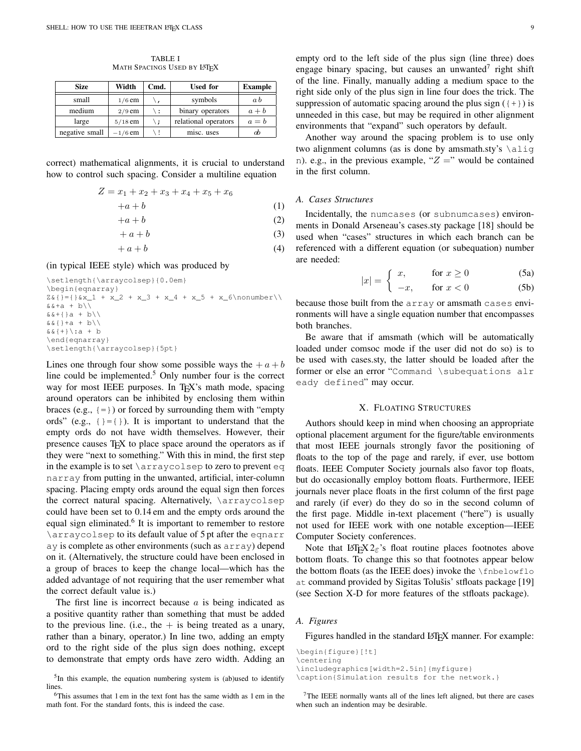TABLE I
MATH SPACINGS USED BY LaTeX

| Size | Width | Cmd. | Used for | Example |
|---|---|---|---|---|
| small | 1/6 em | `\,` | symbols | $a\,b$ |
| medium | 2/9 em | `\:` | binary operators | $a+b$ |
| large | 5/18 em | `\;` | relational operators | $a=b$ |
| negative small | −1/6 em | `\!` | misc. uses | $a\!b$ |

correct) mathematical alignments, it is crucial to understand how to control such spacing. Consider a multiline equation

$$
\begin{aligned}
Z = x_1 + x_2 + x_3 + x_4 + x_5 + x_6 & \\
+a + b & \quad (1)\\
+a + b & \quad (2)\\
{}+a + b & \quad (3)\\
{}+\:a + b & \quad (4)
\end{aligned}
$$

(in typical IEEE style) which was produced by

```
\setlength{\arraycolsep}{0.0em}
\begin{eqnarray}
Z&{}={}&x_1 + x_2 + x_3 + x_4 + x_5 + x_6\nonumber\\
&&+a + b\\
&&+{}a + b\\
&&{}+a + b\\
&&{+}\:a + b
\end{eqnarray}
\setlength{\arraycolsep}{5pt}
```

Lines one through four show some possible ways the $+a+b$ line could be implemented.[5] Only number four is the correct way for most IEEE purposes. In TeX's math mode, spacing around operators can be inhibited by enclosing them within braces (e.g., `{=}`) or forced by surrounding them with "empty ords" (e.g., `{}={}`). It is important to understand that the empty ords do not have width themselves. However, their presence causes TeX to place space around the operators as if they were "next to something." With this in mind, the first step in the example is to set `\arraycolsep` to zero to prevent `eqnarray` from putting in the unwanted, artificial, inter-column spacing. Placing empty ords around the equal sign then forces the correct natural spacing. Alternatively, `\arraycolsep` could have been set to 0.14 em and the empty ords around the equal sign eliminated.[6] It is important to remember to restore `\arraycolsep` to its default value of 5 pt after the `eqnarray` is complete as other environments (such as `array`) depend on it. (Alternatively, the structure could have been enclosed in a group of braces to keep the change local—which has the added advantage of not requiring that the user remember what the correct default value is.)

The first line is incorrect because $a$ is being indicated as a positive quantity rather than something that must be added to the previous line. (i.e., the $+$ is being treated as a unary, rather than a binary, operator.) In line two, adding an empty ord to the right side of the plus sign does nothing, except to demonstrate that empty ords have zero width. Adding an empty ord to the left side of the plus sign (line three) does engage binary spacing, but causes an unwanted[7] right shift of the line. Finally, manually adding a medium space to the right side only of the plus sign in line four does the trick. The suppression of automatic spacing around the plus sign (`{+}`) is unneeded in this case, but may be required in other alignment environments that "expand" such operators by default.

Another way around the spacing problem is to use only two alignment columns (as is done by amsmath.sty's `\align`). e.g., in the previous example, "$Z =$" would be contained in the first column.

### A. Cases Structures

Incidentally, the `numcases` (or `subnumcases`) environments in Donald Arseneau's cases.sty package [18] should be used when "cases" structures in which each branch can be referenced with a different equation (or subequation) number are needed:

$$
|x| = \begin{cases} x, & \text{for } x \geq 0 \quad (5a)\\ -x, & \text{for } x < 0 \quad (5b) \end{cases}
$$

because those built from the `array` or amsmath `cases` environments will have a single equation number that encompasses both branches.

Be aware that if amsmath (which will be automatically loaded under comsoc mode if the user did not do so) is to be used with cases.sty, the latter should be loaded after the former or else an error "`Command \subequations already defined`" may occur.

## X. FLOATING STRUCTURES

Authors should keep in mind when choosing an appropriate optional placement argument for the figure/table environments that most IEEE journals strongly favor the positioning of floats to the top of the page and rarely, if ever, use bottom floats. IEEE Computer Society journals also favor top floats, but do occasionally employ bottom floats. Furthermore, IEEE journals never place floats in the first column of the first page and rarely (if ever) do they do so in the second column of the first page. Middle in-text placement ("here") is usually not used for IEEE work with one notable exception—IEEE Computer Society conferences.

Note that LaTeX $2_\varepsilon$'s float routine places footnotes above bottom floats. To change this so that footnotes appear below the bottom floats (as the IEEE does) invoke the `\fnbelowfloat` command provided by Sigitas Tolušis' stfloats package [19] (see Section X-D for more features of the stfloats package).

### A. Figures

Figures handled in the standard LaTeX manner. For example:

```
\begin{figure}[!t]
\centering
\includegraphics[width=2.5in]{myfigure}
\caption{Simulation results for the network.}
```

[5] In this example, the equation numbering system is (ab)used to identify lines.

[6] This assumes that 1 em in the text font has the same width as 1 em in the math font. For the standard fonts, this is indeed the case.

[7] The IEEE normally wants all of the lines left aligned, but there are cases when such an indention may be desirable.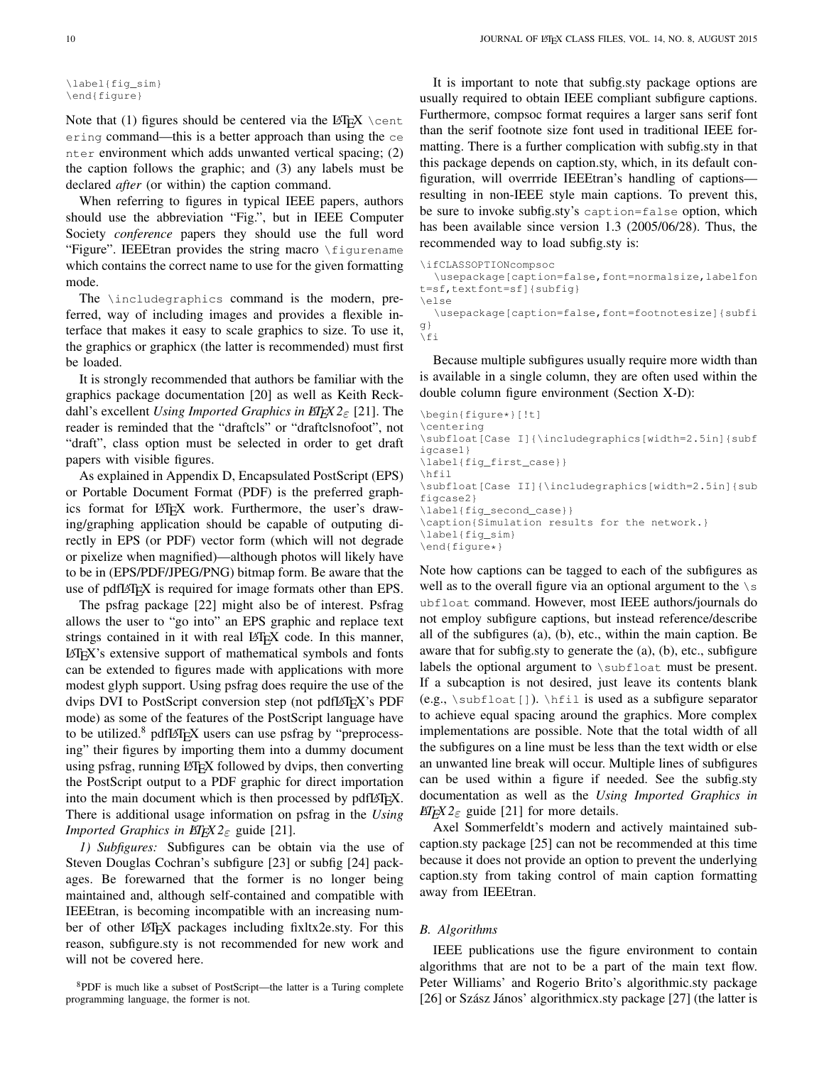```
\label{fig_sim}
\end{figure}
```

Note that (1) figures should be centered via the LaTeX `\centering` command—this is a better approach than using the `center` environment which adds unwanted vertical spacing; (2) the caption follows the graphic; and (3) any labels must be declared *after* (or within) the caption command.

When referring to figures in typical IEEE papers, authors should use the abbreviation "Fig.", but in IEEE Computer Society *conference* papers they should use the full word "Figure". IEEEtran provides the string macro `\figurename` which contains the correct name to use for the given formatting mode.

The `\includegraphics` command is the modern, preferred, way of including images and provides a flexible interface that makes it easy to scale graphics to size. To use it, the graphics or graphicx (the latter is recommended) must first be loaded.

It is strongly recommended that authors be familiar with the graphics package documentation [20] as well as Keith Reckdahl's excellent *Using Imported Graphics in LaTeX2ε* [21]. The reader is reminded that the "draftcls" or "draftclsnofoot", not "draft", class option must be selected in order to get draft papers with visible figures.

As explained in Appendix D, Encapsulated PostScript (EPS) or Portable Document Format (PDF) is the preferred graphics format for LaTeX work. Furthermore, the user's drawing/graphing application should be capable of outputing directly in EPS (or PDF) vector form (which will not degrade or pixelize when magnified)—although photos will likely have to be in (EPS/PDF/JPEG/PNG) bitmap form. Be aware that the use of pdfLaTeX is required for image formats other than EPS.

The psfrag package [22] might also be of interest. Psfrag allows the user to "go into" an EPS graphic and replace text strings contained in it with real LaTeX code. In this manner, LaTeX's extensive support of mathematical symbols and fonts can be extended to figures made with applications with more modest glyph support. Using psfrag does require the use of the dvips DVI to PostScript conversion step (not pdfLaTeX's PDF mode) as some of the features of the PostScript language have to be utilized.[8] pdfLaTeX users can use psfrag by "preprocessing" their figures by importing them into a dummy document using psfrag, running LaTeX followed by dvips, then converting the PostScript output to a PDF graphic for direct importation into the main document which is then processed by pdfLaTeX. There is additional usage information on psfrag in the *Using Imported Graphics in LaTeX2ε* guide [21].

*1) Subfigures:* Subfigures can be obtain via the use of Steven Douglas Cochran's subfigure [23] or subfig [24] packages. Be forewarned that the former is no longer being maintained and, although self-contained and compatible with IEEEtran, is becoming incompatible with an increasing number of other LaTeX packages including fixltx2e.sty. For this reason, subfigure.sty is not recommended for new work and will not be covered here.

It is important to note that subfig.sty package options are usually required to obtain IEEE compliant subfigure captions. Furthermore, compsoc format requires a larger sans serif font than the serif footnote size font used in traditional IEEE formatting. There is a further complication with subfig.sty in that this package depends on caption.sty, which, in its default configuration, will overrride IEEEtran's handling of captions—resulting in non-IEEE style main captions. To prevent this, be sure to invoke subfig.sty's `caption=false` option, which has been available since version 1.3 (2005/06/28). Thus, the recommended way to load subfig.sty is:

```
\ifCLASSOPTIONcompsoc
  \usepackage[caption=false,font=normalsize,labelfont=sf,textfont=sf]{subfig}
\else
  \usepackage[caption=false,font=footnotesize]{subfig}
\fi
```

Because multiple subfigures usually require more width than is available in a single column, they are often used within the double column figure environment (Section X-D):

```
\begin{figure*}[!t]
\centering
\subfloat[Case I]{\includegraphics[width=2.5in]{subfigcase1}
\label{fig_first_case}}
\hfil
\subfloat[Case II]{\includegraphics[width=2.5in]{subfigcase2}
\label{fig_second_case}}
\caption{Simulation results for the network.}
\label{fig_sim}
\end{figure*}
```

Note how captions can be tagged to each of the subfigures as well as to the overall figure via an optional argument to the `\subfloat` command. However, most IEEE authors/journals do not employ subfigure captions, but instead reference/describe all of the subfigures (a), (b), etc., within the main caption. Be aware that for subfig.sty to generate the (a), (b), etc., subfigure labels the optional argument to `\subfloat` must be present. If a subcaption is not desired, just leave its contents blank (e.g., `\subfloat[]`). `\hfil` is used as a subfigure separator to achieve equal spacing around the graphics. More complex implementations are possible. Note that the total width of all the subfigures on a line must be less than the text width or else an unwanted line break will occur. Multiple lines of subfigures can be used within a figure if needed. See the subfig.sty documentation as well as the *Using Imported Graphics in LaTeX2ε* guide [21] for more details.

Axel Sommerfeldt's modern and actively maintained subcaption.sty package [25] can not be recommended at this time because it does not provide an option to prevent the underlying caption.sty from taking control of main caption formatting away from IEEEtran.

### *B. Algorithms*

IEEE publications use the figure environment to contain algorithms that are not to be a part of the main text flow. Peter Williams' and Rogerio Brito's algorithmic.sty package [26] or Szász János' algorithmicx.sty package [27] (the latter is

[8] PDF is much like a subset of PostScript—the latter is a Turing complete programming language, the former is not.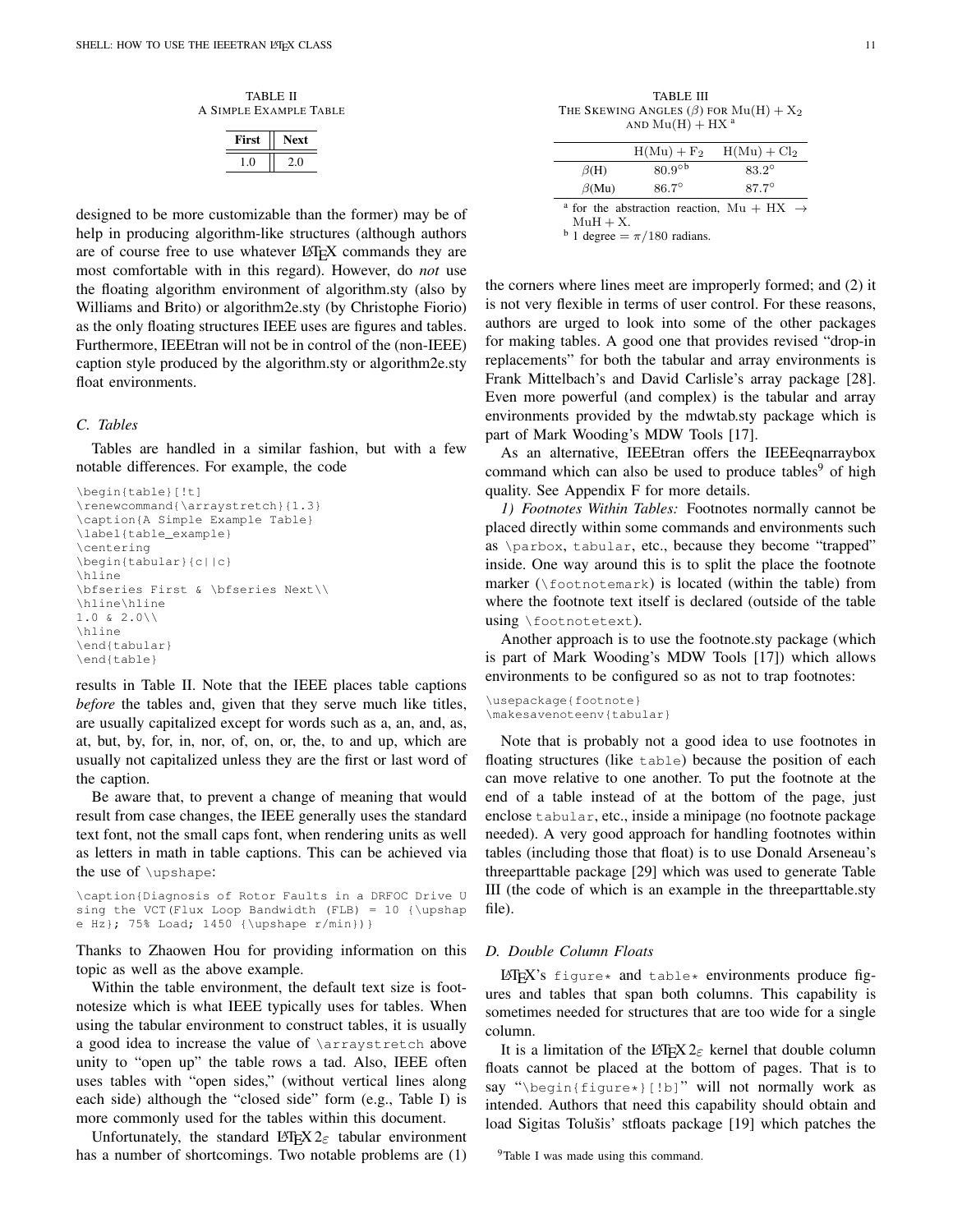TABLE II
A SIMPLE EXAMPLE TABLE

| **First** | **Next** |
|---|---|
| 1.0 | 2.0 |

designed to be more customizable than the former) may be of help in producing algorithm-like structures (although authors are of course free to use whatever LaTeX commands they are most comfortable with in this regard). However, do *not* use the floating algorithm environment of algorithm.sty (also by Williams and Brito) or algorithm2e.sty (by Christophe Fiorio) as the only floating structures IEEE uses are figures and tables. Furthermore, IEEEtran will not be in control of the (non-IEEE) caption style produced by the algorithm.sty or algorithm2e.sty float environments.

### *C. Tables*

Tables are handled in a similar fashion, but with a few notable differences. For example, the code

```
\begin{table}[!t]
\renewcommand{\arraystretch}{1.3}
\caption{A Simple Example Table}
\label{table_example}
\centering
\begin{tabular}{c||c}
\hline
\bfseries First & \bfseries Next\\
\hline\hline
1.0 & 2.0\\
\hline
\end{tabular}
\end{table}
```

results in Table II. Note that the IEEE places table captions *before* the tables and, given that they serve much like titles, are usually capitalized except for words such as a, an, and, as, at, but, by, for, in, nor, of, on, or, the, to and up, which are usually not capitalized unless they are the first or last word of the caption.

Be aware that, to prevent a change of meaning that would result from case changes, the IEEE generally uses the standard text font, not the small caps font, when rendering units as well as letters in math in table captions. This can be achieved via the use of `\upshape`:

```
\caption{Diagnosis of Rotor Faults in a DRFOC Drive U
sing the VCT(Flux Loop Bandwidth (FLB) = 10 {\upshap
e Hz}; 75% Load; 1450 {\upshape r/min}}}
```

Thanks to Zhaowen Hou for providing information on this topic as well as the above example.

Within the table environment, the default text size is footnotesize which is what IEEE typically uses for tables. When using the tabular environment to construct tables, it is usually a good idea to increase the value of `\arraystretch` above unity to "open up" the table rows a tad. Also, IEEE often uses tables with "open sides," (without vertical lines along each side) although the "closed side" form (e.g., Table I) is more commonly used for the tables within this document.

Unfortunately, the standard LaTeX 2ε tabular environment has a number of shortcomings. Two notable problems are (1) the corners where lines meet are improperly formed; and (2) it is not very flexible in terms of user control. For these reasons, authors are urged to look into some of the other packages for making tables. A good one that provides revised "drop-in replacements" for both the tabular and array environments is Frank Mittelbach's and David Carlisle's array package [28]. Even more powerful (and complex) is the tabular and array environments provided by the mdwtab.sty package which is part of Mark Wooding's MDW Tools [17].

As an alternative, IEEEtran offers the IEEEeqnarraybox command which can also be used to produce tables[9] of high quality. See Appendix F for more details.

*1) Footnotes Within Tables:* Footnotes normally cannot be placed directly within some commands and environments such as `\parbox`, `tabular`, etc., because they become "trapped" inside. One way around this is to split the place the footnote marker (`\footnotemark`) is located (within the table) from where the footnote text itself is declared (outside of the table using `\footnotetext`).

Another approach is to use the footnote.sty package (which is part of Mark Wooding's MDW Tools [17]) which allows environments to be configured so as not to trap footnotes:

```
\usepackage{footnote}
\makesavenoteenv{tabular}
```

Note that is probably not a good idea to use footnotes in floating structures (like `table`) because the position of each can move relative to one another. To put the footnote at the end of a table instead of at the bottom of the page, just enclose `tabular`, etc., inside a minipage (no footnote package needed). A very good approach for handling footnotes within tables (including those that float) is to use Donald Arseneau's threeparttable package [29] which was used to generate Table III (the code of which is an example in the threeparttable.sty file).

TABLE III
THE SKEWING ANGLES ($\beta$) FOR $\mathrm{Mu(H)} + \mathrm{X}_2$ AND $\mathrm{Mu(H)} + \mathrm{HX}$ [a]

| | $\mathrm{H(Mu)} + \mathrm{F}_2$ | $\mathrm{H(Mu)} + \mathrm{Cl}_2$ |
|---|---|---|
| $\beta$(H) | $80.9^{\circ}$[b] | $83.2^{\circ}$ |
| $\beta$(Mu) | $86.7^{\circ}$ | $87.7^{\circ}$ |

[a] for the abstraction reaction, $\mathrm{Mu} + \mathrm{HX} \rightarrow \mathrm{MuH} + \mathrm{X}$.
[b] 1 degree $= \pi/180$ radians.

### *D. Double Column Floats*

LaTeX's `figure*` and `table*` environments produce figures and tables that span both columns. This capability is sometimes needed for structures that are too wide for a single column.

It is a limitation of the LaTeX 2ε kernel that double column floats cannot be placed at the bottom of pages. That is to say "`\begin{figure*}[!b]`" will not normally work as intended. Authors that need this capability should obtain and load Sigitas Tolušis' stfloats package [19] which patches the

[9] Table I was made using this command.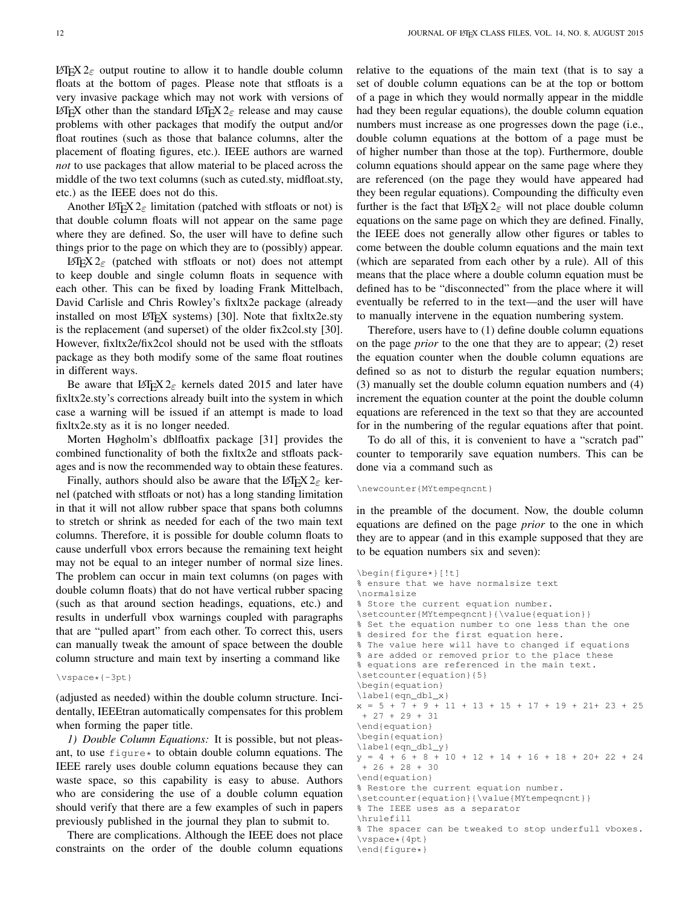LaTeX $2_\varepsilon$ output routine to allow it to handle double column floats at the bottom of pages. Please note that stfloats is a very invasive package which may not work with versions of LaTeX other than the standard LaTeX $2_\varepsilon$ release and may cause problems with other packages that modify the output and/or float routines (such as those that balance columns, alter the placement of floating figures, etc.). IEEE authors are warned *not* to use packages that allow material to be placed across the middle of the two text columns (such as cuted.sty, midfloat.sty, etc.) as the IEEE does not do this.

Another LaTeX $2_\varepsilon$ limitation (patched with stfloats or not) is that double column floats will not appear on the same page where they are defined. So, the user will have to define such things prior to the page on which they are to (possibly) appear.

LaTeX $2_\varepsilon$ (patched with stfloats or not) does not attempt to keep double and single column floats in sequence with each other. This can be fixed by loading Frank Mittelbach, David Carlisle and Chris Rowley's fixltx2e package (already installed on most LaTeX systems) [30]. Note that fixltx2e.sty is the replacement (and superset) of the older fix2col.sty [30]. However, fixltx2e/fix2col should not be used with the stfloats package as they both modify some of the same float routines in different ways.

Be aware that LaTeX $2_\varepsilon$ kernels dated 2015 and later have fixltx2e.sty's corrections already built into the system in which case a warning will be issued if an attempt is made to load fixltx2e.sty as it is no longer needed.

Morten Høgholm's dblfloatfix package [31] provides the combined functionality of both the fixltx2e and stfloats packages and is now the recommended way to obtain these features.

Finally, authors should also be aware that the LaTeX $2_\varepsilon$ kernel (patched with stfloats or not) has a long standing limitation in that it will not allow rubber space that spans both columns to stretch or shrink as needed for each of the two main text columns. Therefore, it is possible for double column floats to cause underfull vbox errors because the remaining text height may not be equal to an integer number of normal size lines. The problem can occur in main text columns (on pages with double column floats) that do not have vertical rubber spacing (such as that around section headings, equations, etc.) and results in underfull vbox warnings coupled with paragraphs that are "pulled apart" from each other. To correct this, users can manually tweak the amount of space between the double column structure and main text by inserting a command like

```
\vspace*{-3pt}
```

(adjusted as needed) within the double column structure. Incidentally, IEEEtran automatically compensates for this problem when forming the paper title.

*1) Double Column Equations:* It is possible, but not pleasant, to use `figure*` to obtain double column equations. The IEEE rarely uses double column equations because they can waste space, so this capability is easy to abuse. Authors who are considering the use of a double column equation should verify that there are a few examples of such in papers previously published in the journal they plan to submit to.

There are complications. Although the IEEE does not place constraints on the order of the double column equations relative to the equations of the main text (that is to say a set of double column equations can be at the top or bottom of a page in which they would normally appear in the middle had they been regular equations), the double column equation numbers must increase as one progresses down the page (i.e., double column equations at the bottom of a page must be of higher number than those at the top). Furthermore, double column equations should appear on the same page where they are referenced (on the page they would have appeared had they been regular equations). Compounding the difficulty even further is the fact that LaTeX $2_\varepsilon$ will not place double column equations on the same page on which they are defined. Finally, the IEEE does not generally allow other figures or tables to come between the double column equations and the main text (which are separated from each other by a rule). All of this means that the place where a double column equation must be defined has to be "disconnected" from the place where it will eventually be referred to in the text—and the user will have to manually intervene in the equation numbering system.

Therefore, users have to (1) define double column equations on the page *prior* to the one that they are to appear; (2) reset the equation counter when the double column equations are defined so as not to disturb the regular equation numbers; (3) manually set the double column equation numbers and (4) increment the equation counter at the point the double column equations are referenced in the text so that they are accounted for in the numbering of the regular equations after that point.

To do all of this, it is convenient to have a "scratch pad" counter to temporarily save equation numbers. This can be done via a command such as

```
\newcounter{MYtempeqncnt}
```

in the preamble of the document. Now, the double column equations are defined on the page *prior* to the one in which they are to appear (and in this example supposed that they are to be equation numbers six and seven):

```
\begin{figure*}[!t]
% ensure that we have normalsize text
\normalsize
% Store the current equation number.
\setcounter{MYtempeqncnt}{\value{equation}}
% Set the equation number to one less than the one
% desired for the first equation here.
% The value here will have to changed if equations
% are added or removed prior to the place these
% equations are referenced in the main text.
\setcounter{equation}{5}
\begin{equation}
\label{eqn_dbl_x}
x = 5 + 7 + 9 + 11 + 13 + 15 + 17 + 19 + 21+ 23 + 25
 + 27 + 29 + 31
\end{equation}
\begin{equation}
\label{eqn_dbl_y}
y = 4 + 6 + 8 + 10 + 12 + 14 + 16 + 18 + 20+ 22 + 24
 + 26 + 28 + 30
\end{equation}
% Restore the current equation number.
\setcounter{equation}{\value{MYtempeqncnt}}
% The IEEE uses as a separator
\hrulefill
% The spacer can be tweaked to stop underfull vboxes.
\vspace*{4pt}
\end{figure*}
```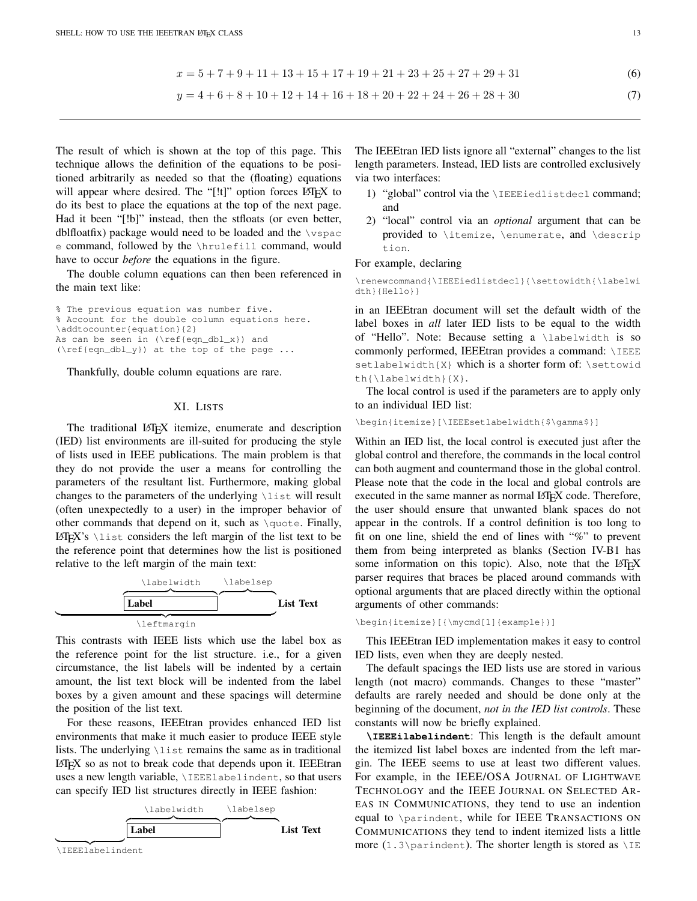$$x = 5 + 7 + 9 + 11 + 13 + 15 + 17 + 19 + 21 + 23 + 25 + 27 + 29 + 31 \tag{6}$$

$$y = 4 + 6 + 8 + 10 + 12 + 14 + 16 + 18 + 20 + 22 + 24 + 26 + 28 + 30 \tag{7}$$

---

The result of which is shown at the top of this page. This technique allows the definition of the equations to be positioned arbitrarily as needed so that the (floating) equations will appear where desired. The "[!t]" option forces LaTeX to do its best to place the equations at the top of the next page. Had it been "[!b]" instead, then the stfloats (or even better, dblfloatfix) package would need to be loaded and the `\vspace` command, followed by the `\hrulefill` command, would have to occur *before* the equations in the figure.

The double column equations can then been referenced in the main text like:

```
% The previous equation was number five.
% Account for the double column equations here.
\addtocounter{equation}{2}
As can be seen in (\ref{eqn_dbl_x}) and
(\ref{eqn_dbl_y}) at the top of the page ...
```

Thankfully, double column equations are rare.

## XI. Lists

The traditional LaTeX itemize, enumerate and description (IED) list environments are ill-suited for producing the style of lists used in IEEE publications. The main problem is that they do not provide the user a means for controlling the parameters of the resultant list. Furthermore, making global changes to the parameters of the underlying `\list` will result (often unexpectedly to a user) in the improper behavior of other commands that depend on it, such as `\quote`. Finally, LaTeX's `\list` considers the left margin of the list text to be the reference point that determines how the list is positioned relative to the left margin of the main text:

```
             \labelwidth        \labelsep
            [Label          ]                List Text
|<-------------- \leftmargin -------------->|
```

This contrasts with IEEE lists which use the label box as the reference point for the list structure. i.e., for a given circumstance, the list labels will be indented by a certain amount, the list text block will be indented from the label boxes by a given amount and these spacings will determine the position of the list text.

For these reasons, IEEEtran provides enhanced IED list environments that make it much easier to produce IEEE style lists. The underlying `\list` remains the same as in traditional LaTeX so as not to break code that depends upon it. IEEEtran uses a new length variable, `\IEEElabelindent`, so that users can specify IED list structures directly in IEEE fashion:

```
                  \labelwidth        \labelsep
                 [Label          ]                List Text
|<-- \IEEElabelindent -->|
```

The IEEEtran IED lists ignore all "external" changes to the list length parameters. Instead, IED lists are controlled exclusively via two interfaces:

1) "global" control via the `\IEEEiedlistdecl` command; and
2) "local" control via an *optional* argument that can be provided to `\itemize`, `\enumerate`, and `\description`.

For example, declaring

```
\renewcommand{\IEEEiedlistdecl}{\settowidth{\labelwidth}{Hello}}
```

in an IEEEtran document will set the default width of the label boxes in *all* later IED lists to be equal to the width of "Hello". Note: Because setting a `\labelwidth` is so commonly performed, IEEEtran provides a command: `\IEEEsetlabelwidth{X}` which is a shorter form of: `\settowidth{\labelwidth}{X}`.

The local control is used if the parameters are to apply only to an individual IED list:

```
\begin{itemize}[\IEEEsetlabelwidth{$\gamma$}]
```

Within an IED list, the local control is executed just after the global control and therefore, the commands in the local control can both augment and countermand those in the global control. Please note that the code in the local and global controls are executed in the same manner as normal LaTeX code. Therefore, the user should ensure that unwanted blank spaces do not appear in the controls. If a control definition is too long to fit on one line, shield the end of lines with "%" to prevent them from being interpreted as blanks (Section IV-B1 has some information on this topic). Also, note that the LaTeX parser requires that braces be placed around commands with optional arguments that are placed directly within the optional arguments of other commands:

```
\begin{itemize}[{\mycmd[1]{example}}]
```

This IEEEtran IED implementation makes it easy to control IED lists, even when they are deeply nested.

The default spacings the IED lists use are stored in various length (not macro) commands. Changes to these "master" defaults are rarely needed and should be done only at the beginning of the document, *not in the IED list controls*. These constants will now be briefly explained.

**`\IEEEilabelindent`**: This length is the default amount the itemized list label boxes are indented from the left margin. The IEEE seems to use at least two different values. For example, in the IEEE/OSA Journal of Lightwave Technology and the IEEE Journal on Selected Areas in Communications, they tend to use an indention equal to `\parindent`, while for IEEE Transactions on Communications they tend to indent itemized lists a little more (`1.3\parindent`). The shorter length is stored as `\IE`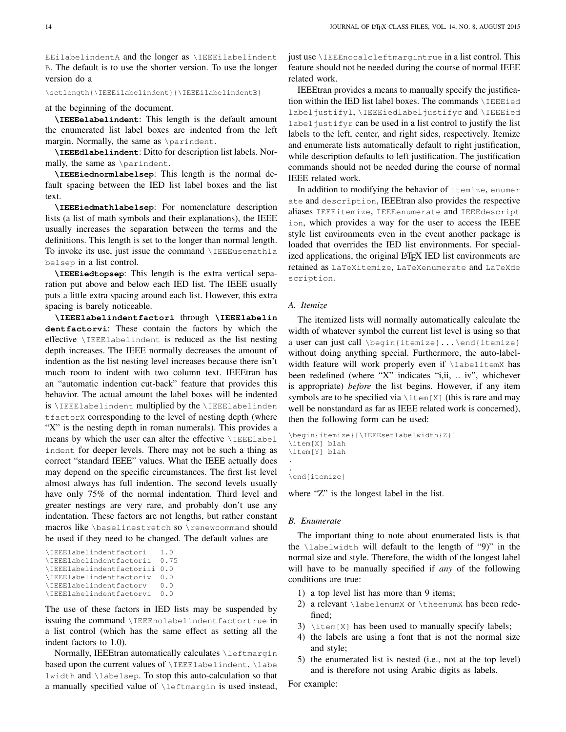EEilabelindentA and the longer as \IEEEilabelindentB. The default is to use the shorter version. To use the longer version do a

```
\setlength{\IEEEilabelindent}{\IEEEilabelindentB}
```

at the beginning of the document.

**\IEEEelabelindent**: This length is the default amount the enumerated list label boxes are indented from the left margin. Normally, the same as \parindent.

**\IEEEdlabelindent**: Ditto for description list labels. Normally, the same as \parindent.

**\IEEEiednormlabelsep**: This length is the normal default spacing between the IED list label boxes and the list text.

**\IEEEiedmathlabelsep**: For nomenclature description lists (a list of math symbols and their explanations), the IEEE usually increases the separation between the terms and the definitions. This length is set to the longer than normal length. To invoke its use, just issue the command \IEEEusemathlabelsep in a list control.

**\IEEEiedtopsep**: This length is the extra vertical separation put above and below each IED list. The IEEE usually puts a little extra spacing around each list. However, this extra spacing is barely noticeable.

**\IEEElabelindentfactori** through **\IEEElabelindentfactorvi**: These contain the factors by which the effective \IEEElabelindent is reduced as the list nesting depth increases. The IEEE normally decreases the amount of indention as the list nesting level increases because there isn't much room to indent with two column text. IEEEtran has an "automatic indention cut-back" feature that provides this behavior. The actual amount the label boxes will be indented is \IEEElabelindent multiplied by the \IEEElabelindentfactorX corresponding to the level of nesting depth (where "X" is the nesting depth in roman numerals). This provides a means by which the user can alter the effective \IEEElabelindent for deeper levels. There may not be such a thing as correct "standard IEEE" values. What the IEEE actually does may depend on the specific circumstances. The first list level almost always has full indention. The second levels usually have only 75% of the normal indentation. Third level and greater nestings are very rare, and probably don't use any indentation. These factors are not lengths, but rather constant macros like \baselinestretch so \renewcommand should be used if they need to be changed. The default values are

```
\IEEElabelindentfactori   1.0
\IEEElabelindentfactorii  0.75
\IEEElabelindentfactoriii 0.0
\IEEElabelindentfactoriv  0.0
\IEEElabelindentfactorv   0.0
\IEEElabelindentfactorvi  0.0
```

The use of these factors in IED lists may be suspended by issuing the command \IEEEnolabelindentfactortrue in a list control (which has the same effect as setting all the indent factors to 1.0).

Normally, IEEEtran automatically calculates \leftmargin based upon the current values of \IEEElabelindent, \labelwidth and \labelsep. To stop this auto-calculation so that a manually specified value of \leftmargin is used instead, just use \IEEEnocalcleftmargintrue in a list control. This feature should not be needed during the course of normal IEEE related work.

IEEEtran provides a means to manually specify the justification within the IED list label boxes. The commands \IEEEiedlabeljustifyl, \IEEEiedlabeljustifyc and \IEEEiedlabeljustifyr can be used in a list control to justify the list labels to the left, center, and right sides, respectively. Itemize and enumerate lists automatically default to right justification, while description defaults to left justification. The justification commands should not be needed during the course of normal IEEE related work.

In addition to modifying the behavior of itemize, enumerate and description, IEEEtran also provides the respective aliases IEEEitemize, IEEEenumerate and IEEEdescription, which provides a way for the user to access the IEEE style list environments even in the event another package is loaded that overrides the IED list environments. For specialized applications, the original LaTeX IED list environments are retained as LaTeXitemize, LaTeXenumerate and LaTeXdescription.

### *A. Itemize*

The itemized lists will normally automatically calculate the width of whatever symbol the current list level is using so that a user can just call \begin{itemize}...\end{itemize} without doing anything special. Furthermore, the auto-label-width feature will work properly even if \labelitemX has been redefined (where "X" indicates "i,ii, .. iv", whichever is appropriate) *before* the list begins. However, if any item symbols are to be specified via \item[X] (this is rare and may well be nonstandard as far as IEEE related work is concerned), then the following form can be used:

```
\begin{itemize}[\IEEEsetlabelwidth{Z}]
\item[X] blah
\item[Y] blah
.
.
\end{itemize}
```

where "Z" is the longest label in the list.

### *B. Enumerate*

The important thing to note about enumerated lists is that the \labelwidth will default to the length of "9)" in the normal size and style. Therefore, the width of the longest label will have to be manually specified if *any* of the following conditions are true:

1) a top level list has more than 9 items;
2) a relevant \labelenumX or \theenumX has been redefined;
3) \item[X] has been used to manually specify labels;
4) the labels are using a font that is not the normal size and style;
5) the enumerated list is nested (i.e., not at the top level) and is therefore not using Arabic digits as labels.

For example: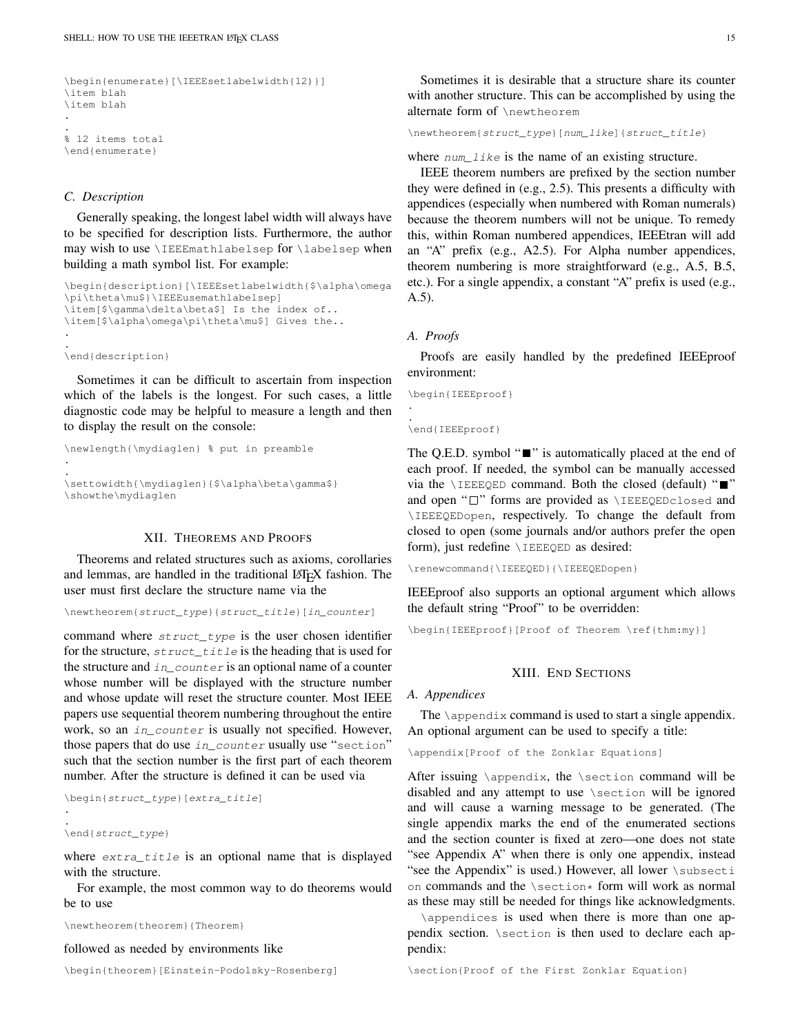```
\begin{enumerate}[\IEEEsetlabelwidth{12}]
\item blah
\item blah
.
.
% 12 items total
\end{enumerate}
```

### *C. Description*

Generally speaking, the longest label width will always have to be specified for description lists. Furthermore, the author may wish to use \IEEEmathlabelsep for \labelsep when building a math symbol list. For example:

```
\begin{description}[\IEEEsetlabelwidth{$\alpha\omega
\pi\theta\mu$}\IEEEusemathlabelsep]
\item[$\gamma\delta\beta$] Is the index of..
\item[$\alpha\omega\pi\theta\mu$] Gives the..
.
.
\end{description}
```

Sometimes it can be difficult to ascertain from inspection which of the labels is the longest. For such cases, a little diagnostic code may be helpful to measure a length and then to display the result on the console:

```
\newlength{\mydiaglen} % put in preamble
.
.
\settowidth{\mydiaglen}{$\alpha\beta\gamma$}
\showthe\mydiaglen
```

## XII. Theorems and Proofs

Theorems and related structures such as axioms, corollaries and lemmas, are handled in the traditional LaTeX fashion. The user must first declare the structure name via the

```
\newtheorem{struct_type}{struct_title}[in_counter]
```

command where *struct_type* is the user chosen identifier for the structure, *struct_title* is the heading that is used for the structure and *in_counter* is an optional name of a counter whose number will be displayed with the structure number and whose update will reset the structure counter. Most IEEE papers use sequential theorem numbering throughout the entire work, so an *in_counter* is usually not specified. However, those papers that do use *in_counter* usually use "section" such that the section number is the first part of each theorem number. After the structure is defined it can be used via

```
\begin{struct_type}[extra_title]
.
.
\end{struct_type}
```

where *extra_title* is an optional name that is displayed with the structure.

For example, the most common way to do theorems would be to use

```
\newtheorem{theorem}{Theorem}
```

followed as needed by environments like

```
\begin{theorem}[Einstein-Podolsky-Rosenberg]
```

Sometimes it is desirable that a structure share its counter with another structure. This can be accomplished by using the alternate form of \newtheorem

```
\newtheorem{struct_type}[num_like]{struct_title}
```

where *num_like* is the name of an existing structure.

IEEE theorem numbers are prefixed by the section number they were defined in (e.g., 2.5). This presents a difficulty with appendices (especially when numbered with Roman numerals) because the theorem numbers will not be unique. To remedy this, within Roman numbered appendices, IEEEtran will add an "A" prefix (e.g., A2.5). For Alpha number appendices, theorem numbering is more straightforward (e.g., A.5, B.5, etc.). For a single appendix, a constant "A" prefix is used (e.g., A.5).

### *A. Proofs*

Proofs are easily handled by the predefined IEEEproof environment:

```
\begin{IEEEproof}
.
.
\end{IEEEproof}
```

The Q.E.D. symbol "■" is automatically placed at the end of each proof. If needed, the symbol can be manually accessed via the \IEEEQED command. Both the closed (default) "■" and open "□" forms are provided as \IEEEQEDclosed and \IEEEQEDopen, respectively. To change the default from closed to open (some journals and/or authors prefer the open form), just redefine \IEEEQED as desired:

```
\renewcommand{\IEEEQED}{\IEEEQEDopen}
```

IEEEproof also supports an optional argument which allows the default string "Proof" to be overridden:

```
\begin{IEEEproof}[Proof of Theorem \ref{thm:my}]
```

## XIII. End Sections

### *A. Appendices*

The \appendix command is used to start a single appendix. An optional argument can be used to specify a title:

```
\appendix[Proof of the Zonklar Equations]
```

After issuing \appendix, the \section command will be disabled and any attempt to use \section will be ignored and will cause a warning message to be generated. (The single appendix marks the end of the enumerated sections and the section counter is fixed at zero—one does not state "see Appendix A" when there is only one appendix, instead "see the Appendix" is used.) However, all lower \subsection commands and the \section* form will work as normal as these may still be needed for things like acknowledgments.

\appendices is used when there is more than one appendix section. \section is then used to declare each appendix:

```
\section{Proof of the First Zonklar Equation}
```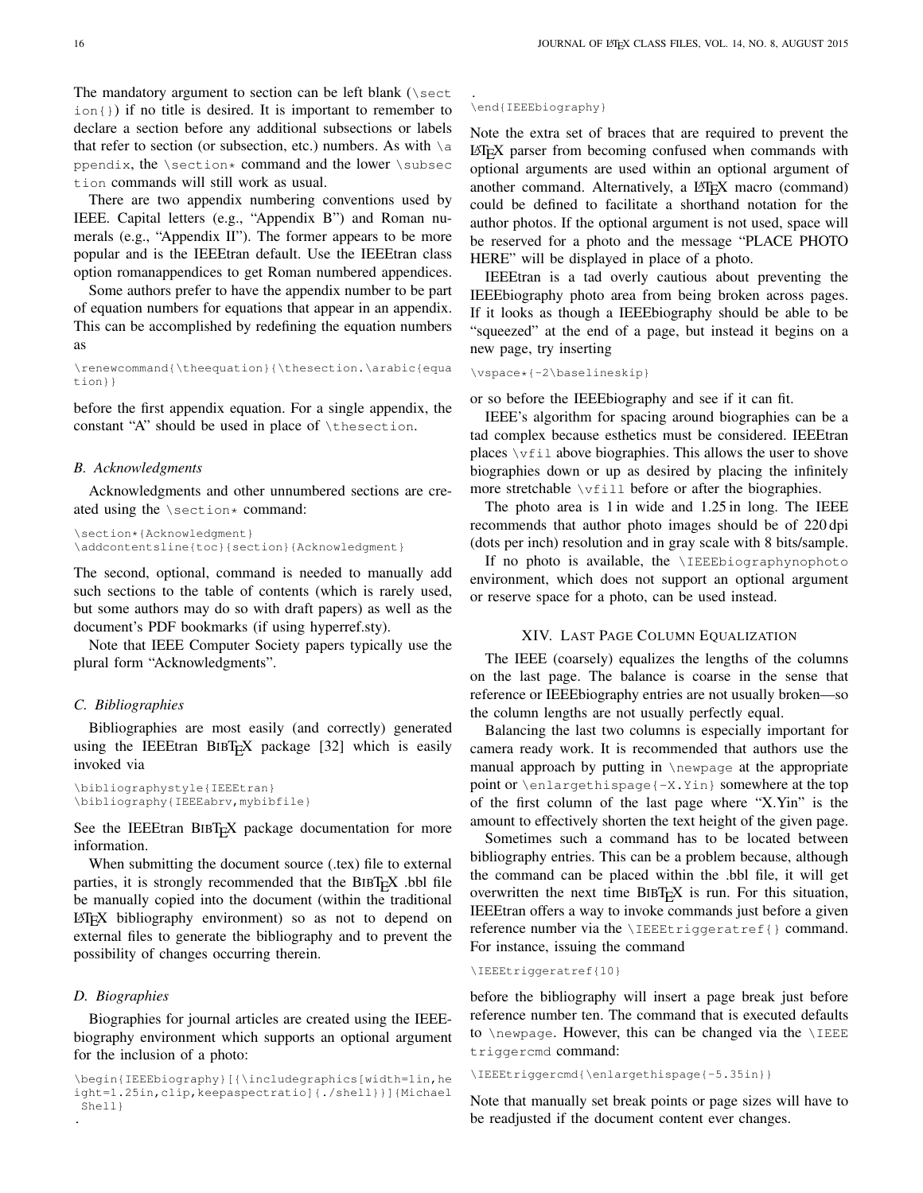The mandatory argument to section can be left blank (`\section{}`) if no title is desired. It is important to remember to declare a section before any additional subsections or labels that refer to section (or subsection, etc.) numbers. As with `\appendix`, the `\section*` command and the lower `\subsection` commands will still work as usual.

There are two appendix numbering conventions used by IEEE. Capital letters (e.g., "Appendix B") and Roman numerals (e.g., "Appendix II"). The former appears to be more popular and is the IEEEtran default. Use the IEEEtran class option romanappendices to get Roman numbered appendices.

Some authors prefer to have the appendix number to be part of equation numbers for equations that appear in an appendix. This can be accomplished by redefining the equation numbers as

```
\renewcommand{\theequation}{\thesection.\arabic{equation}}
```

before the first appendix equation. For a single appendix, the constant "A" should be used in place of `\thesection`.

### B. Acknowledgments

Acknowledgments and other unnumbered sections are created using the `\section*` command:

```
\section*{Acknowledgment}
\addcontentsline{toc}{section}{Acknowledgment}
```

The second, optional, command is needed to manually add such sections to the table of contents (which is rarely used, but some authors may do so with draft papers) as well as the document's PDF bookmarks (if using hyperref.sty).

Note that IEEE Computer Society papers typically use the plural form "Acknowledgments".

### C. Bibliographies

Bibliographies are most easily (and correctly) generated using the IEEEtran BIBTeX package [32] which is easily invoked via

```
\bibliographystyle{IEEEtran}
\bibliography{IEEEabrv,mybibfile}
```

See the IEEEtran BIBTeX package documentation for more information.

When submitting the document source (.tex) file to external parties, it is strongly recommended that the BIBTeX .bbl file be manually copied into the document (within the traditional LaTeX bibliography environment) so as not to depend on external files to generate the bibliography and to prevent the possibility of changes occurring therein.

### D. Biographies

Biographies for journal articles are created using the IEEEbiography environment which supports an optional argument for the inclusion of a photo:

```
\begin{IEEEbiography}[{\includegraphics[width=1in,height=1.25in,clip,keepaspectratio]{./shell}}]{Michael Shell}
.
.
\end{IEEEbiography}
```

Note the extra set of braces that are required to prevent the LaTeX parser from becoming confused when commands with optional arguments are used within an optional argument of another command. Alternatively, a LaTeX macro (command) could be defined to facilitate a shorthand notation for the author photos. If the optional argument is not used, space will be reserved for a photo and the message "PLACE PHOTO HERE" will be displayed in place of a photo.

IEEEtran is a tad overly cautious about preventing the IEEEbiography photo area from being broken across pages. If it looks as though a IEEEbiography should be able to be "squeezed" at the end of a page, but instead it begins on a new page, try inserting

```
\vspace*{-2\baselineskip}
```

or so before the IEEEbiography and see if it can fit.

IEEE's algorithm for spacing around biographies can be a tad complex because esthetics must be considered. IEEEtran places `\vfil` above biographies. This allows the user to shove biographies down or up as desired by placing the infinitely more stretchable `\vfill` before or after the biographies.

The photo area is 1 in wide and 1.25 in long. The IEEE recommends that author photo images should be of 220 dpi (dots per inch) resolution and in gray scale with 8 bits/sample.

If no photo is available, the `\IEEEbiographynophoto` environment, which does not support an optional argument or reserve space for a photo, can be used instead.

## XIV. Last Page Column Equalization

The IEEE (coarsely) equalizes the lengths of the columns on the last page. The balance is coarse in the sense that reference or IEEEbiography entries are not usually broken—so the column lengths are not usually perfectly equal.

Balancing the last two columns is especially important for camera ready work. It is recommended that authors use the manual approach by putting in `\newpage` at the appropriate point or `\enlargethispage{-X.Yin}` somewhere at the top of the first column of the last page where "X.Yin" is the amount to effectively shorten the text height of the given page.

Sometimes such a command has to be located between bibliography entries. This can be a problem because, although the command can be placed within the .bbl file, it will get overwritten the next time BIBTeX is run. For this situation, IEEEtran offers a way to invoke commands just before a given reference number via the `\IEEEtriggeratref{}` command. For instance, issuing the command

```
\IEEEtriggeratref{10}
```

before the bibliography will insert a page break just before reference number ten. The command that is executed defaults to `\newpage`. However, this can be changed via the `\IEEEtriggercmd` command:

```
\IEEEtriggercmd{\enlargethispage{-5.35in}}
```

Note that manually set break points or page sizes will have to be readjusted if the document content ever changes.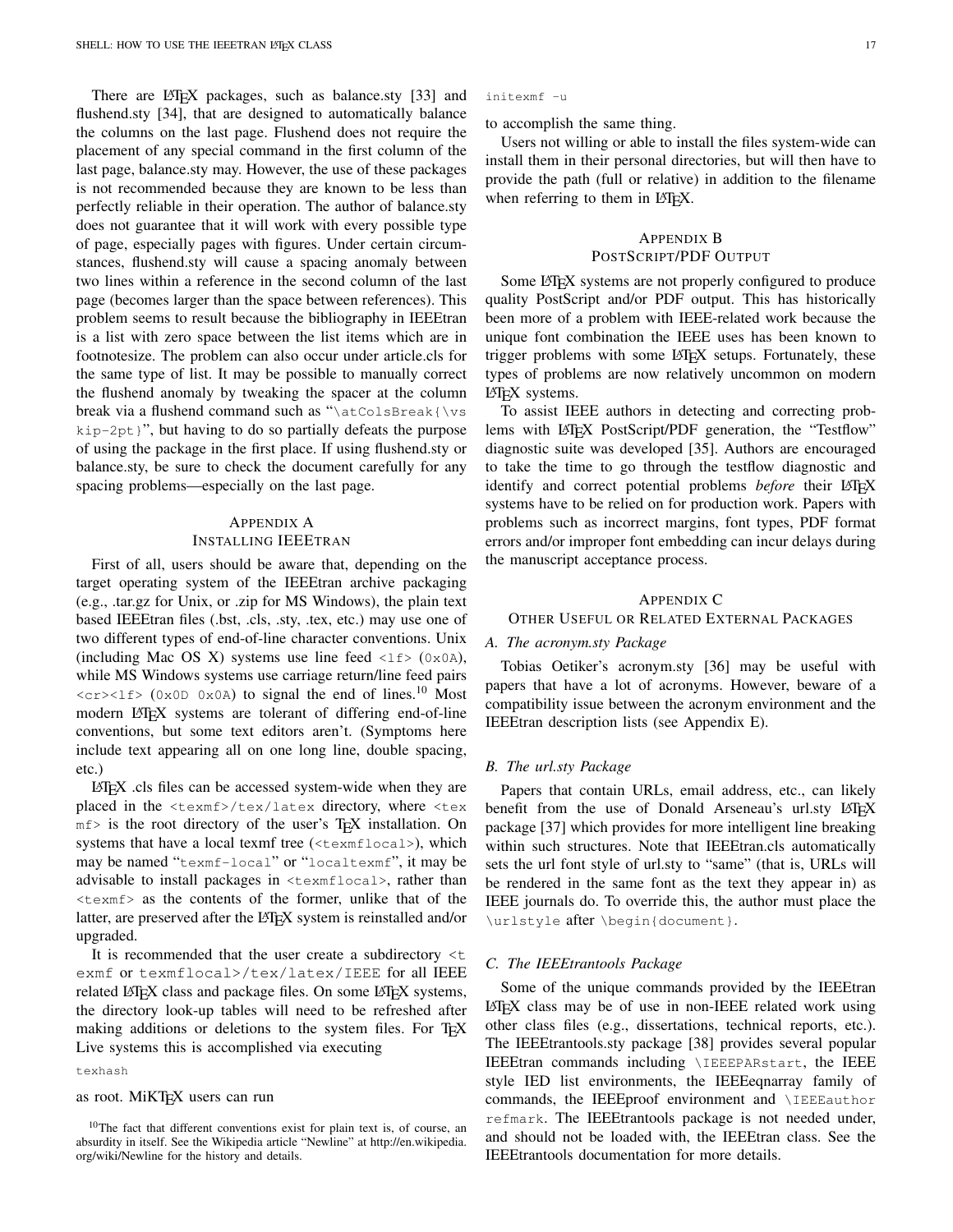There are LaTeX packages, such as balance.sty [33] and flushend.sty [34], that are designed to automatically balance the columns on the last page. Flushend does not require the placement of any special command in the first column of the last page, balance.sty may. However, the use of these packages is not recommended because they are known to be less than perfectly reliable in their operation. The author of balance.sty does not guarantee that it will work with every possible type of page, especially pages with figures. Under certain circumstances, flushend.sty will cause a spacing anomaly between two lines within a reference in the second column of the last page (becomes larger than the space between references). This problem seems to result because the bibliography in IEEEtran is a list with zero space between the list items which are in footnotesize. The problem can also occur under article.cls for the same type of list. It may be possible to manually correct the flushend anomaly by tweaking the spacer at the column break via a flushend command such as "`\atColsBreak{\vskip-2pt}`", but having to do so partially defeats the purpose of using the package in the first place. If using flushend.sty or balance.sty, be sure to check the document carefully for any spacing problems—especially on the last page.

## Appendix A
## Installing IEEEtran

First of all, users should be aware that, depending on the target operating system of the IEEEtran archive packaging (e.g., .tar.gz for Unix, or .zip for MS Windows), the plain text based IEEEtran files (.bst, .cls, .sty, .tex, etc.) may use one of two different types of end-of-line character conventions. Unix (including Mac OS X) systems use line feed `<lf>` (`0x0A`), while MS Windows systems use carriage return/line feed pairs `<cr><lf>` (`0x0D 0x0A`) to signal the end of lines.[10] Most modern LaTeX systems are tolerant of differing end-of-line conventions, but some text editors aren't. (Symptoms here include text appearing all on one long line, double spacing, etc.)

LaTeX .cls files can be accessed system-wide when they are placed in the `<texmf>/tex/latex` directory, where `<texmf>` is the root directory of the user's TeX installation. On systems that have a local texmf tree (`<texmflocal>`), which may be named "`texmf-local`" or "`localtexmf`", it may be advisable to install packages in `<texmflocal>`, rather than `<texmf>` as the contents of the former, unlike that of the latter, are preserved after the LaTeX system is reinstalled and/or upgraded.

It is recommended that the user create a subdirectory `<texmf>` or `texmflocal>/tex/latex/IEEE` for all IEEE related LaTeX class and package files. On some LaTeX systems, the directory look-up tables will need to be refreshed after making additions or deletions to the system files. For TeX Live systems this is accomplished via executing

```
texhash
```

as root. MiKTeX users can run

```
initexmf -u
```

to accomplish the same thing.

Users not willing or able to install the files system-wide can install them in their personal directories, but will then have to provide the path (full or relative) in addition to the filename when referring to them in LaTeX.

[10] The fact that different conventions exist for plain text is, of course, an absurdity in itself. See the Wikipedia article "Newline" at http://en.wikipedia.org/wiki/Newline for the history and details.

## Appendix B
## PostScript/PDF Output

Some LaTeX systems are not properly configured to produce quality PostScript and/or PDF output. This has historically been more of a problem with IEEE-related work because the unique font combination the IEEE uses has been known to trigger problems with some LaTeX setups. Fortunately, these types of problems are now relatively uncommon on modern LaTeX systems.

To assist IEEE authors in detecting and correcting problems with LaTeX PostScript/PDF generation, the "Testflow" diagnostic suite was developed [35]. Authors are encouraged to take the time to go through the testflow diagnostic and identify and correct potential problems *before* their LaTeX systems have to be relied on for production work. Papers with problems such as incorrect margins, font types, PDF format errors and/or improper font embedding can incur delays during the manuscript acceptance process.

## Appendix C
## Other Useful or Related External Packages

### A. The acronym.sty Package

Tobias Oetiker's acronym.sty [36] may be useful with papers that have a lot of acronyms. However, beware of a compatibility issue between the acronym environment and the IEEEtran description lists (see Appendix E).

### B. The url.sty Package

Papers that contain URLs, email address, etc., can likely benefit from the use of Donald Arseneau's url.sty LaTeX package [37] which provides for more intelligent line breaking within such structures. Note that IEEEtran.cls automatically sets the url font style of url.sty to "same" (that is, URLs will be rendered in the same font as the text they appear in) as IEEE journals do. To override this, the author must place the `\urlstyle` after `\begin{document}`.

### C. The IEEEtrantools Package

Some of the unique commands provided by the IEEEtran LaTeX class may be of use in non-IEEE related work using other class files (e.g., dissertations, technical reports, etc.). The IEEEtrantools.sty package [38] provides several popular IEEEtran commands including `\IEEEPARstart`, the IEEE style IED list environments, the IEEEeqnarray family of commands, the IEEEproof environment and `\IEEEauthorrefmark`. The IEEEtrantools package is not needed under, and should not be loaded with, the IEEEtran class. See the IEEEtrantools documentation for more details.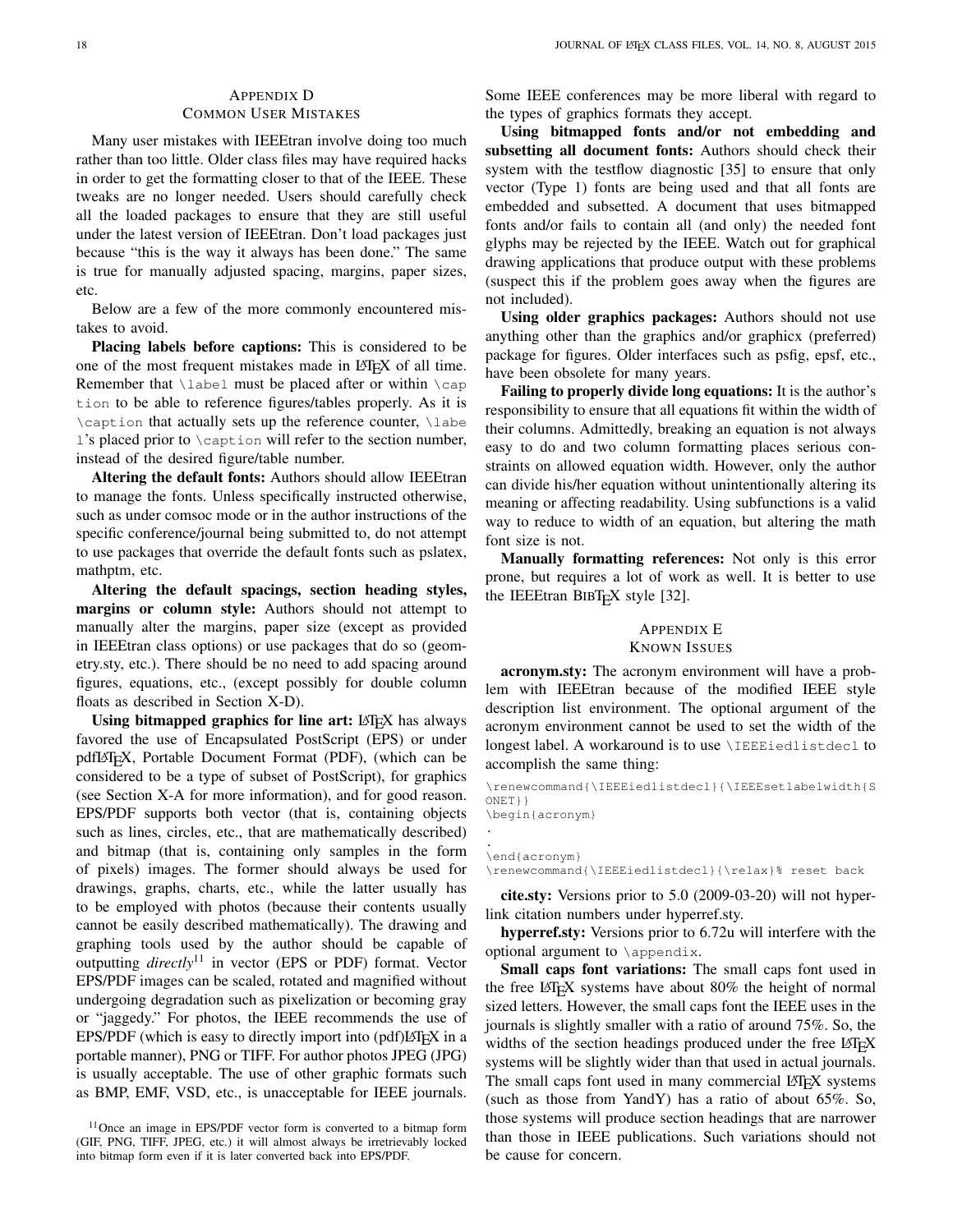## APPENDIX D
## COMMON USER MISTAKES

Many user mistakes with IEEEtran involve doing too much rather than too little. Older class files may have required hacks in order to get the formatting closer to that of the IEEE. These tweaks are no longer needed. Users should carefully check all the loaded packages to ensure that they are still useful under the latest version of IEEEtran. Don't load packages just because "this is the way it always has been done." The same is true for manually adjusted spacing, margins, paper sizes, etc.

Below are a few of the more commonly encountered mistakes to avoid.

**Placing labels before captions:** This is considered to be one of the most frequent mistakes made in LaTeX of all time. Remember that `\label` must be placed after or within `\caption` to be able to reference figures/tables properly. As it is `\caption` that actually sets up the reference counter, `\label`'s placed prior to `\caption` will refer to the section number, instead of the desired figure/table number.

**Altering the default fonts:** Authors should allow IEEEtran to manage the fonts. Unless specifically instructed otherwise, such as under comsoc mode or in the author instructions of the specific conference/journal being submitted to, do not attempt to use packages that override the default fonts such as pslatex, mathptm, etc.

**Altering the default spacings, section heading styles, margins or column style:** Authors should not attempt to manually alter the margins, paper size (except as provided in IEEEtran class options) or use packages that do so (geometry.sty, etc.). There should be no need to add spacing around figures, equations, etc., (except possibly for double column floats as described in Section X-D).

**Using bitmapped graphics for line art:** LaTeX has always favored the use of Encapsulated PostScript (EPS) or under pdfLaTeX, Portable Document Format (PDF), (which can be considered to be a type of subset of PostScript), for graphics (see Section X-A for more information), and for good reason. EPS/PDF supports both vector (that is, containing objects such as lines, circles, etc., that are mathematically described) and bitmap (that is, containing only samples in the form of pixels) images. The former should always be used for drawings, graphs, charts, etc., while the latter usually has to be employed with photos (because their contents usually cannot be easily described mathematically). The drawing and graphing tools used by the author should be capable of outputting *directly*[11] in vector (EPS or PDF) format. Vector EPS/PDF images can be scaled, rotated and magnified without undergoing degradation such as pixelization or becoming gray or "jaggedy." For photos, the IEEE recommends the use of EPS/PDF (which is easy to directly import into (pdf)LaTeX in a portable manner), PNG or TIFF. For author photos JPEG (JPG) is usually acceptable. The use of other graphic formats such as BMP, EMF, VSD, etc., is unacceptable for IEEE journals. Some IEEE conferences may be more liberal with regard to the types of graphics formats they accept.

[11] Once an image in EPS/PDF vector form is converted to a bitmap form (GIF, PNG, TIFF, JPEG, etc.) it will almost always be irretrievably locked into bitmap form even if it is later converted back into EPS/PDF.

**Using bitmapped fonts and/or not embedding and subsetting all document fonts:** Authors should check their system with the testflow diagnostic [35] to ensure that only vector (Type 1) fonts are being used and that all fonts are embedded and subsetted. A document that uses bitmapped fonts and/or fails to contain all (and only) the needed font glyphs may be rejected by the IEEE. Watch out for graphical drawing applications that produce output with these problems (suspect this if the problem goes away when the figures are not included).

**Using older graphics packages:** Authors should not use anything other than the graphics and/or graphicx (preferred) package for figures. Older interfaces such as psfig, epsf, etc., have been obsolete for many years.

**Failing to properly divide long equations:** It is the author's responsibility to ensure that all equations fit within the width of their columns. Admittedly, breaking an equation is not always easy to do and two column formatting places serious constraints on allowed equation width. However, only the author can divide his/her equation without unintentionally altering its meaning or affecting readability. Using subfunctions is a valid way to reduce to width of an equation, but altering the math font size is not.

**Manually formatting references:** Not only is this error prone, but requires a lot of work as well. It is better to use the IEEEtran BibTeX style [32].

## APPENDIX E
## KNOWN ISSUES

**acronym.sty:** The acronym environment will have a problem with IEEEtran because of the modified IEEE style description list environment. The optional argument of the acronym environment cannot be used to set the width of the longest label. A workaround is to use `\IEEEiedlistdecl` to accomplish the same thing:

```
\renewcommand{\IEEEiedlistdecl}{\IEEEsetlabelwidth{SONET}}
\begin{acronym}
.
.
\end{acronym}
\renewcommand{\IEEEiedlistdecl}{\relax}% reset back
```

**cite.sty:** Versions prior to 5.0 (2009-03-20) will not hyperlink citation numbers under hyperref.sty.

**hyperref.sty:** Versions prior to 6.72u will interfere with the optional argument to `\appendix`.

**Small caps font variations:** The small caps font used in the free LaTeX systems have about 80% the height of normal sized letters. However, the small caps font the IEEE uses in the journals is slightly smaller with a ratio of around 75%. So, the widths of the section headings produced under the free LaTeX systems will be slightly wider than that used in actual journals. The small caps font used in many commercial LaTeX systems (such as those from YandY) has a ratio of about 65%. So, those systems will produce section headings that are narrower than those in IEEE publications. Such variations should not be cause for concern.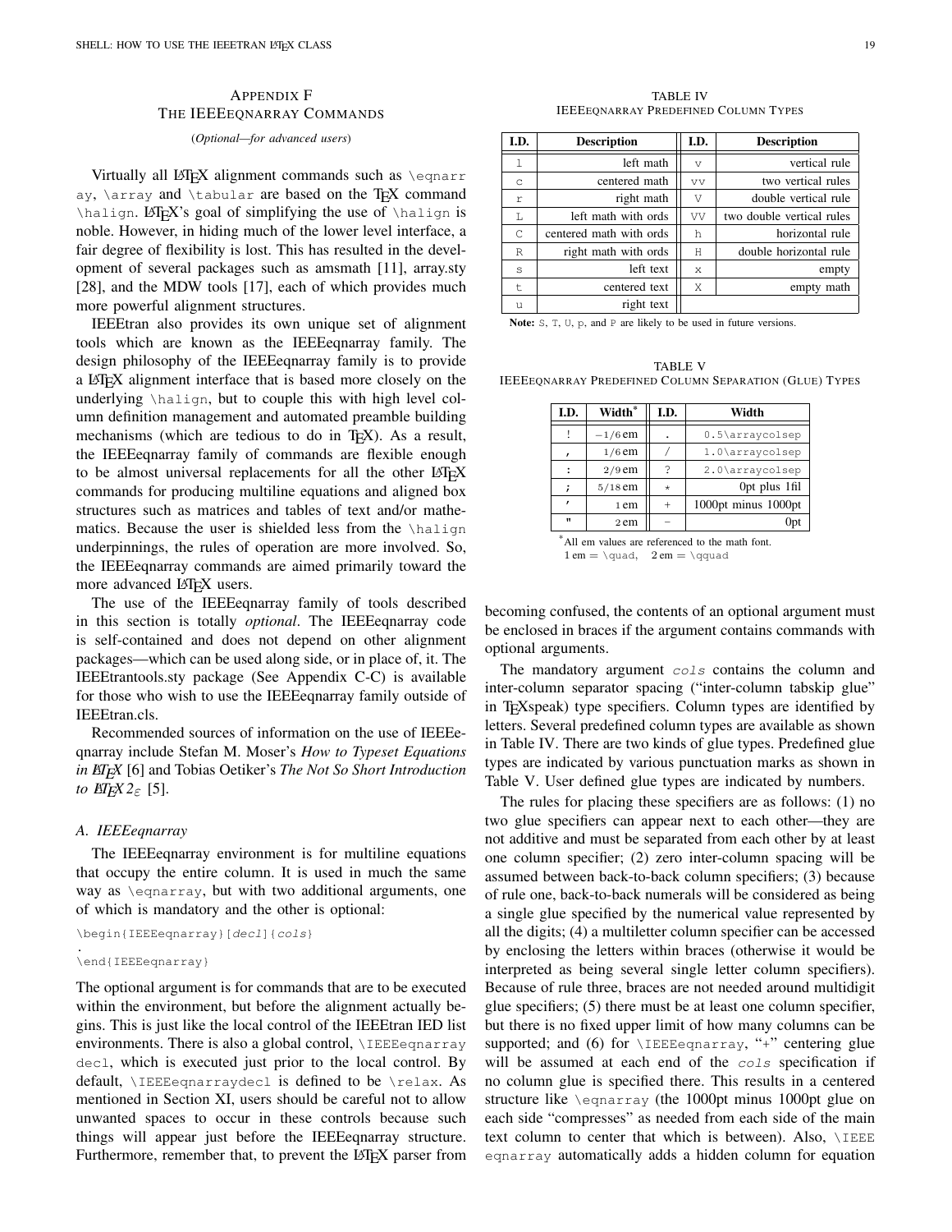## Appendix F
## The IEEEeqnarray Commands

(*Optional—for advanced users*)

Virtually all LaTeX alignment commands such as `\eqnarray`, `\array` and `\tabular` are based on the TeX command `\halign`. LaTeX's goal of simplifying the use of `\halign` is noble. However, in hiding much of the lower level interface, a fair degree of flexibility is lost. This has resulted in the development of several packages such as amsmath [11], array.sty [28], and the MDW tools [17], each of which provides much more powerful alignment structures.

IEEEtran also provides its own unique set of alignment tools which are known as the IEEEeqnarray family. The design philosophy of the IEEEeqnarray family is to provide a LaTeX alignment interface that is based more closely on the underlying `\halign`, but to couple this with high level column definition management and automated preamble building mechanisms (which are tedious to do in TeX). As a result, the IEEEeqnarray family of commands are flexible enough to be almost universal replacements for all the other LaTeX commands for producing multiline equations and aligned box structures such as matrices and tables of text and/or mathematics. Because the user is shielded less from the `\halign` underpinnings, the rules of operation are more involved. So, the IEEEeqnarray commands are aimed primarily toward the more advanced LaTeX users.

The use of the IEEEeqnarray family of tools described in this section is totally *optional*. The IEEEeqnarray code is self-contained and does not depend on other alignment packages—which can be used along side, or in place of, it. The IEEEtrantools.sty package (See Appendix C-C) is available for those who wish to use the IEEEeqnarray family outside of IEEEtran.cls.

Recommended sources of information on the use of IEEEeqnarray include Stefan M. Moser's *How to Typeset Equations in LaTeX* [6] and Tobias Oetiker's *The Not So Short Introduction to LaTeX 2ε* [5].

### A. IEEEeqnarray

The IEEEeqnarray environment is for multiline equations that occupy the entire column. It is used in much the same way as `\eqnarray`, but with two additional arguments, one of which is mandatory and the other is optional:

```
\begin{IEEEeqnarray}[decl]{cols}
.
\end{IEEEeqnarray}
```

The optional argument is for commands that are to be executed within the environment, but before the alignment actually begins. This is just like the local control of the IEEEtran IED list environments. There is also a global control, `\IEEEeqnarraydecl`, which is executed just prior to the local control. By default, `\IEEEeqnarraydecl` is defined to be `\relax`. As mentioned in Section XI, users should be careful not to allow unwanted spaces to occur in these controls because such things will appear just before the IEEEeqnarray structure. Furthermore, remember that, to prevent the LaTeX parser from becoming confused, the contents of an optional argument must be enclosed in braces if the argument contains commands with optional arguments.

TABLE IV
IEEEeqnarray Predefined Column Types

| I.D. | Description | I.D. | Description |
|---|---|---|---|
| l | left math | v | vertical rule |
| c | centered math | vv | two vertical rules |
| r | right math | V | double vertical rule |
| L | left math with ords | VV | two double vertical rules |
| C | centered math with ords | h | horizontal rule |
| R | right math with ords | H | double horizontal rule |
| s | left text | x | empty |
| t | centered text | X | empty math |
| u | right text | | |

**Note:** S, T, U, p, and P are likely to be used in future versions.

TABLE V
IEEEeqnarray Predefined Column Separation (Glue) Types

| I.D. | Width* | I.D. | Width |
|---|---|---|---|
| ! | $-1/6$ em | . | 0.5\arraycolsep |
| , | $1/6$ em | / | 1.0\arraycolsep |
| : | $2/9$ em | ? | 2.0\arraycolsep |
| ; | $5/18$ em | * | 0pt plus 1fil |
| ' | 1 em | + | 1000pt minus 1000pt |
| " | 2 em | - | 0pt |

*All em values are referenced to the math font.
1 em = `\quad`, 2 em = `\qquad`

The mandatory argument *cols* contains the column and inter-column separator spacing ("inter-column tabskip glue" in TeXspeak) type specifiers. Column types are identified by letters. Several predefined column types are available as shown in Table IV. There are two kinds of glue types. Predefined glue types are indicated by various punctuation marks as shown in Table V. User defined glue types are indicated by numbers.

The rules for placing these specifiers are as follows: (1) no two glue specifiers can appear next to each other—they are not additive and must be separated from each other by at least one column specifier; (2) zero inter-column spacing will be assumed between back-to-back column specifiers; (3) because of rule one, back-to-back numerals will be considered as being a single glue specified by the numerical value represented by all the digits; (4) a multiletter column specifier can be accessed by enclosing the letters within braces (otherwise it would be interpreted as being several single letter column specifiers). Because of rule three, braces are not needed around multidigit glue specifiers; (5) there must be at least one column specifier, but there is no fixed upper limit of how many columns can be supported; and (6) for `\IEEEeqnarray`, "+" centering glue will be assumed at each end of the *cols* specification if no column glue is specified there. This results in a centered structure like `\eqnarray` (the 1000pt minus 1000pt glue on each side "compresses" as needed from each side of the main text column to center that which is between). Also, `\IEEEeqnarray` automatically adds a hidden column for equation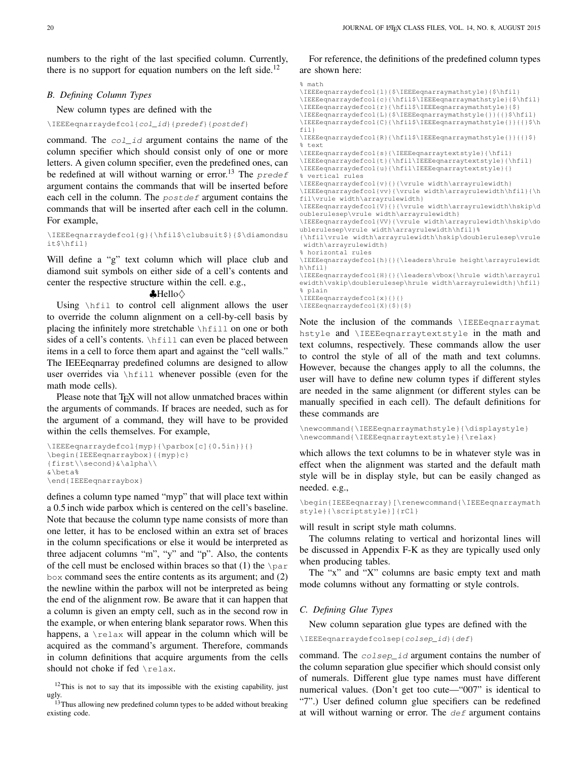numbers to the right of the last specified column. Currently, there is no support for equation numbers on the left side.[12]

### B. Defining Column Types

New column types are defined with the

```
\IEEEeqnarraydefcol{col_id}{predef}{postdef}
```

command. The `col_id` argument contains the name of the column specifier which should consist only of one or more letters. A given column specifier, even the predefined ones, can be redefined at will without warning or error.[13] The `predef` argument contains the commands that will be inserted before each cell in the column. The `postdef` argument contains the commands that will be inserted after each cell in the column. For example,

```
\IEEEeqnarraydefcol{g}{\hfil$\clubsuit$}{$\diamondsuit$\hfil}
```

Will define a "g" text column which will place club and diamond suit symbols on either side of a cell's contents and center the respective structure within the cell. e.g.,

♣Hello♢

Using `\hfil` to control cell alignment allows the user to override the column alignment on a cell-by-cell basis by placing the infinitely more stretchable `\hfill` on one or both sides of a cell's contents. `\hfill` can even be placed between items in a cell to force them apart and against the "cell walls." The IEEEeqnarray predefined columns are designed to allow user overrides via `\hfill` whenever possible (even for the math mode cells).

Please note that TEX will not allow unmatched braces within the arguments of commands. If braces are needed, such as for the argument of a command, they will have to be provided within the cells themselves. For example,

```
\IEEEeqnarraydefcol{myp}{\parbox[c]{0.5in}}{}
\begin{IEEEeqnarraybox}{{myp}c}
{first\\second}&\alpha\\
&\beta%
\end{IEEEeqnarraybox}
```

defines a column type named "myp" that will place text within a 0.5 inch wide parbox which is centered on the cell's baseline. Note that because the column type name consists of more than one letter, it has to be enclosed within an extra set of braces in the column specifications or else it would be interpreted as three adjacent columns "m", "y" and "p". Also, the contents of the cell must be enclosed within braces so that (1) the `\parbox` command sees the entire contents as its argument; and (2) the newline within the parbox will not be interpreted as being the end of the alignment row. Be aware that it can happen that a column is given an empty cell, such as in the second row in the example, or when entering blank separator rows. When this happens, a `\relax` will appear in the column which will be acquired as the command's argument. Therefore, commands in column definitions that acquire arguments from the cells should not choke if fed `\relax`.

For reference, the definitions of the predefined column types are shown here:

```
% math
\IEEEeqnarraydefcol{l}{$\IEEEeqnarraymathstyle}{$\hfil}
\IEEEeqnarraydefcol{c}{\hfil$\IEEEeqnarraymathstyle}{$\hfil}
\IEEEeqnarraydefcol{r}{\hfil$\IEEEeqnarraymathstyle}{$}
\IEEEeqnarraydefcol{L}{$\IEEEeqnarraymathstyle{}}{{}$\hfil}
\IEEEeqnarraydefcol{C}{\hfil$\IEEEeqnarraymathstyle{}}{{}$\hfil}
\IEEEeqnarraydefcol{R}{\hfil$\IEEEeqnarraymathstyle{}}{{}$}
% text
\IEEEeqnarraydefcol{s}{\IEEEeqnarraytextstyle}{\hfil}
\IEEEeqnarraydefcol{t}{\hfil\IEEEeqnarraytextstyle}{\hfil}
\IEEEeqnarraydefcol{u}{\hfil\IEEEeqnarraytextstyle}{}
% vertical rules
\IEEEeqnarraydefcol{v}{}{\vrule width\arrayrulewidth}
\IEEEeqnarraydefcol{vv}{\vrule width\arrayrulewidth\hfil}{\hfil\vrule width\arrayrulewidth}
\IEEEeqnarraydefcol{V}{}{\vrule width\arrayrulewidth\hskip\doublerulesep\vrule width\arrayrulewidth}
\IEEEeqnarraydefcol{VV}{\vrule width\arrayrulewidth\hskip\doublerulesep\vrule width\arrayrulewidth\hfil}%
{\hfil\vrule width\arrayrulewidth\hskip\doublerulesep\vrule width\arrayrulewidth}
% horizontal rules
\IEEEeqnarraydefcol{h}{}{\leaders\hrule height\arrayrulewidth\hfil}
\IEEEeqnarraydefcol{H}{}{\leaders\vbox{\hrule width\arrayrulewidth\vskip\doublerulesep\hrule width\arrayrulewidth}\hfil}
% plain
\IEEEeqnarraydefcol{x}{}{}
\IEEEeqnarraydefcol{X}{$}{$}
```

Note the inclusion of the commands `\IEEEeqnarraymathstyle` and `\IEEEeqnarraytextstyle` in the math and text columns, respectively. These commands allow the user to control the style of all of the math and text columns. However, because the changes apply to all the columns, the user will have to define new column types if different styles are needed in the same alignment (or different styles can be manually specified in each cell). The default definitions for these commands are

```
\newcommand{\IEEEeqnarraymathstyle}{\displaystyle}
\newcommand{\IEEEeqnarraytextstyle}{\relax}
```

which allows the text columns to be in whatever style was in effect when the alignment was started and the default math style will be in display style, but can be easily changed as needed. e.g.,

```
\begin{IEEEeqnarray}[\renewcommand{\IEEEeqnarraymathstyle}{\scriptstyle}]{rCl}
```

will result in script style math columns.

The columns relating to vertical and horizontal lines will be discussed in Appendix F-K as they are typically used only when producing tables.

The "x" and "X" columns are basic empty text and math mode columns without any formatting or style controls.

### C. Defining Glue Types

New column separation glue types are defined with the

```
\IEEEeqnarraydefcolsep{colsep_id}{def}
```

command. The `colsep_id` argument contains the number of the column separation glue specifier which should consist only of numerals. Different glue type names must have different numerical values. (Don't get too cute—"007" is identical to "7".) User defined column glue specifiers can be redefined at will without warning or error. The `def` argument contains

[12]This is not to say that its impossible with the existing capability, just ugly.

[13]Thus allowing new predefined column types to be added without breaking existing code.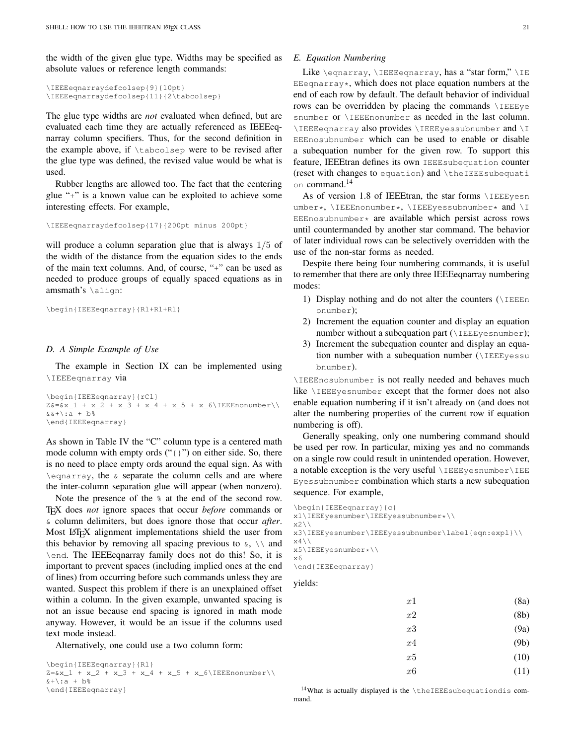the width of the given glue type. Widths may be specified as absolute values or reference length commands:

```
\IEEEeqnarraydefcolsep{9}{10pt}
\IEEEeqnarraydefcolsep{11}{2\tabcolsep}
```

The glue type widths are *not* evaluated when defined, but are evaluated each time they are actually referenced as IEEEeqnarray column specifiers. Thus, for the second definition in the example above, if `\tabcolsep` were to be revised after the glue type was defined, the revised value would be what is used.

Rubber lengths are allowed too. The fact that the centering glue "+" is a known value can be exploited to achieve some interesting effects. For example,

```
\IEEEeqnarraydefcolsep{17}{200pt minus 200pt}
```

will produce a column separation glue that is always $1/5$ of the width of the distance from the equation sides to the ends of the main text columns. And, of course, "+" can be used as needed to produce groups of equally spaced equations as in amsmath's `\align`:

```
\begin{IEEEeqnarray}{Rl+Rl+Rl}
```

### D. A Simple Example of Use

The example in Section IX can be implemented using `\IEEEeqnarray` via

```
\begin{IEEEeqnarray}{rCl}
Z&=&x_1 + x_2 + x_3 + x_4 + x_5 + x_6\IEEEnonumber\\
&&+\:a + b%
\end{IEEEeqnarray}
```

As shown in Table IV the "C" column type is a centered math mode column with empty ords ("`{}`") on either side. So, there is no need to place empty ords around the equal sign. As with `\eqnarray`, the `&` separate the column cells and are where the inter-column separation glue will appear (when nonzero).

Note the presence of the `%` at the end of the second row. TeX does *not* ignore spaces that occur *before* commands or `&` column delimiters, but does ignore those that occur *after*. Most LaTeX alignment implementations shield the user from this behavior by removing all spacing previous to `&`, `\\` and `\end`. The IEEEeqnarray family does not do this! So, it is important to prevent spaces (including implied ones at the end of lines) from occurring before such commands unless they are wanted. Suspect this problem if there is an unexplained offset within a column. In the given example, unwanted spacing is not an issue because end spacing is ignored in math mode anyway. However, it would be an issue if the columns used text mode instead.

Alternatively, one could use a two column form:

```
\begin{IEEEeqnarray}{Rl}
Z=&x_1 + x_2 + x_3 + x_4 + x_5 + x_6\IEEEnonumber\\
&+\:a + b%
\end{IEEEeqnarray}
```

### E. Equation Numbering

Like `\eqnarray`, `\IEEEeqnarray`, has a "star form," `\IEEEeqnarray*`, which does not place equation numbers at the end of each row by default. The default behavior of individual rows can be overridden by placing the commands `\IEEEyesnumber` or `\IEEEnonumber` as needed in the last column. `\IEEEeqnarray` also provides `\IEEEyessubnumber` and `\IEEEnosubnumber` which can be used to enable or disable a subequation number for the given row. To support this feature, IEEEtran defines its own `IEEEsubequation` counter (reset with changes to `equation`) and `\theIEEEsubequation` command.[14]

As of version 1.8 of IEEEtran, the star forms `\IEEEyesnumber*`, `\IEEEnonumber*`, `\IEEEyessubnumber*` and `\IEEEnosubnumber*` are available which persist across rows until countermanded by another star command. The behavior of later individual rows can be selectively overridden with the use of the non-star forms as needed.

Despite there being four numbering commands, it is useful to remember that there are only three IEEEeqnarray numbering modes:

1) Display nothing and do not alter the counters (`\IEEEnonumber`);
2) Increment the equation counter and display an equation number without a subequation part (`\IEEEyesnumber`);
3) Increment the subequation counter and display an equation number with a subequation number (`\IEEEyessubnumber`).

`\IEEEnosubnumber` is not really needed and behaves much like `\IEEEyesnumber` except that the former does not also enable equation numbering if it isn't already on (and does not alter the numbering properties of the current row if equation numbering is off).

Generally speaking, only one numbering command should be used per row. In particular, mixing yes and no commands on a single row could result in unintended operation. However, a notable exception is the very useful `\IEEEyesnumber\IEEEyessubnumber` combination which starts a new subequation sequence. For example,

```
\begin{IEEEeqnarray}{c}
x1\IEEEyesnumber\IEEEyessubnumber*\\
x2\\
x3\IEEEyesnumber\IEEEyessubnumber\label{eqn:expl}\\
x4\\
x5\IEEEyesnumber*\\
x6
\end{IEEEeqnarray}
```

yields:

$$x1 \tag{8a}$$
$$x2 \tag{8b}$$
$$x3 \tag{9a}$$
$$x4 \tag{9b}$$
$$x5 \tag{10}$$
$$x6 \tag{11}$$

[14]What is actually displayed is the `\theIEEEsubequationdis` command.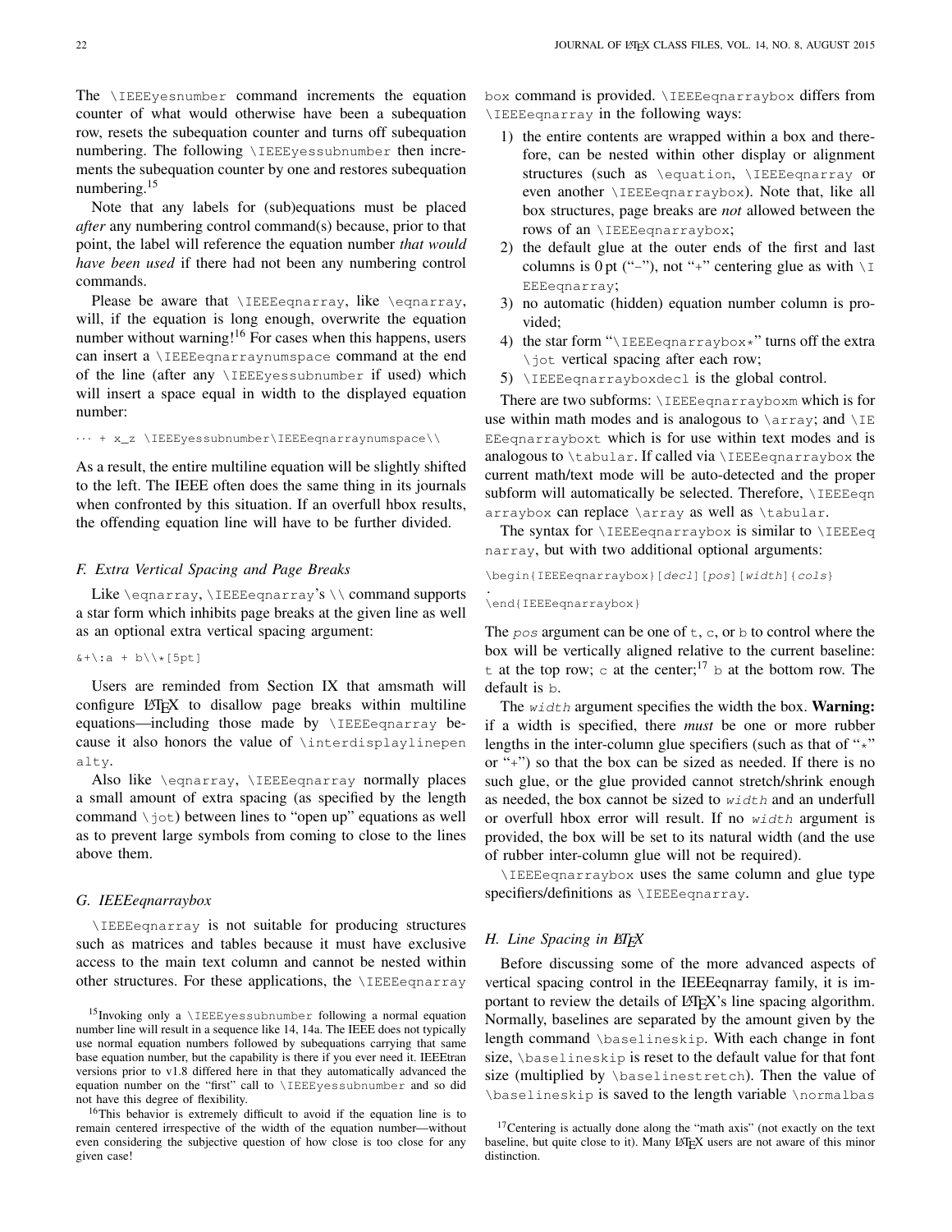The \IEEEyesnumber command increments the equation counter of what would otherwise have been a subequation row, resets the subequation counter and turns off subequation numbering. The following \IEEEyessubnumber then increments the subequation counter by one and restores subequation numbering.[15]

Note that any labels for (sub)equations must be placed *after* any numbering control command(s) because, prior to that point, the label will reference the equation number *that would have been used* if there had not been any numbering control commands.

Please be aware that \IEEEeqnarray, like \eqnarray, will, if the equation is long enough, overwrite the equation number without warning![16] For cases when this happens, users can insert a \IEEEeqnarraynumspace command at the end of the line (after any \IEEEyessubnumber if used) which will insert a space equal in width to the displayed equation number:

```
··· + x_z \IEEEyessubnumber\IEEEeqnarraynumspace\\
```

As a result, the entire multiline equation will be slightly shifted to the left. The IEEE often does the same thing in its journals when confronted by this situation. If an overfull hbox results, the offending equation line will have to be further divided.

### F. Extra Vertical Spacing and Page Breaks

Like \eqnarray, \IEEEeqnarray's \\ command supports a star form which inhibits page breaks at the given line as well as an optional extra vertical spacing argument:

```
&+\:a + b\\*[5pt]
```

Users are reminded from Section IX that amsmath will configure LaTeX to disallow page breaks within multiline equations—including those made by \IEEEeqnarray because it also honors the value of \interdisplaylinepenalty.

Also like \eqnarray, \IEEEeqnarray normally places a small amount of extra spacing (as specified by the length command \jot) between lines to "open up" equations as well as to prevent large symbols from coming to close to the lines above them.

### G. IEEEeqnarraybox

\IEEEeqnarray is not suitable for producing structures such as matrices and tables because it must have exclusive access to the main text column and cannot be nested within other structures. For these applications, the \IEEEeqnarraybox command is provided. \IEEEeqnarraybox differs from \IEEEeqnarray in the following ways:

1) the entire contents are wrapped within a box and therefore, can be nested within other display or alignment structures (such as \equation, \IEEEeqnarray or even another \IEEEeqnarraybox). Note that, like all box structures, page breaks are *not* allowed between the rows of an \IEEEeqnarraybox;
2) the default glue at the outer ends of the first and last columns is 0 pt ("-"), not "+" centering glue as with \IEEEeqnarray;
3) no automatic (hidden) equation number column is provided;
4) the star form "\IEEEeqnarraybox*" turns off the extra \jot vertical spacing after each row;
5) \IEEEeqnarrayboxdecl is the global control.

There are two subforms: \IEEEeqnarrayboxm which is for use within math modes and is analogous to \array; and \IEEEeqnarrayboxt which is for use within text modes and is analogous to \tabular. If called via \IEEEeqnarraybox the current math/text mode will be auto-detected and the proper subform will automatically be selected. Therefore, \IEEEeqnarraybox can replace \array as well as \tabular.

The syntax for \IEEEeqnarraybox is similar to \IEEEeqnarray, but with two additional optional arguments:

```
\begin{IEEEeqnarraybox}[decl][pos][width]{cols}
.
\end{IEEEeqnarraybox}
```

The *pos* argument can be one of t, c, or b to control where the box will be vertically aligned relative to the current baseline: t at the top row; c at the center;[17] b at the bottom row. The default is b.

The *width* argument specifies the width the box. **Warning:** if a width is specified, there *must* be one or more rubber lengths in the inter-column glue specifiers (such as that of "*" or "+") so that the box can be sized as needed. If there is no such glue, or the glue provided cannot stretch/shrink enough as needed, the box cannot be sized to *width* and an underfull or overfull hbox error will result. If no *width* argument is provided, the box will be set to its natural width (and the use of rubber inter-column glue will not be required).

\IEEEeqnarraybox uses the same column and glue type specifiers/definitions as \IEEEeqnarray.

### H. Line Spacing in LaTeX

Before discussing some of the more advanced aspects of vertical spacing control in the IEEEeqnarray family, it is important to review the details of LaTeX's line spacing algorithm. Normally, baselines are separated by the amount given by the length command \baselineskip. With each change in font size, \baselineskip is reset to the default value for that font size (multiplied by \baselinestretch). Then the value of \baselineskip is saved to the length variable \normalbas

---

[15] Invoking only a \IEEEyessubnumber following a normal equation number line will result in a sequence like 14, 14a. The IEEE does not typically use normal equation numbers followed by subequations carrying that same base equation number, but the capability is there if you ever need it. IEEEtran versions prior to v1.8 differed here in that they automatically advanced the equation number on the "first" call to \IEEEyessubnumber and so did not have this degree of flexibility.

[16] This behavior is extremely difficult to avoid if the equation line is to remain centered irrespective of the width of the equation number—without even considering the subjective question of how close is too close for any given case!

[17] Centering is actually done along the "math axis" (not exactly on the text baseline, but quite close to it). Many LaTeX users are not aware of this minor distinction.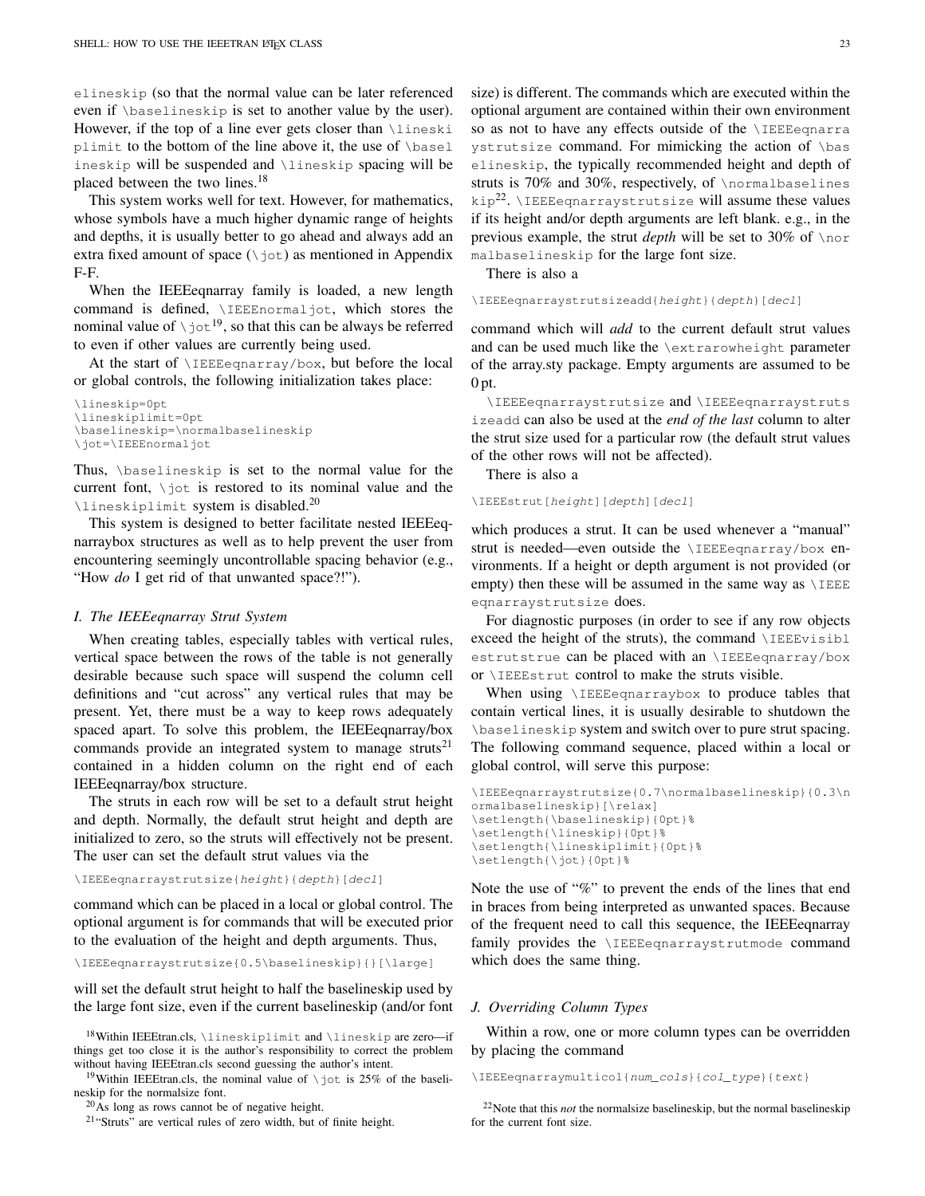elineskip (so that the normal value can be later referenced even if \baselineskip is set to another value by the user). However, if the top of a line ever gets closer than \lineskiplimit to the bottom of the line above it, the use of \baselineskip will be suspended and \lineskip spacing will be placed between the two lines.[18]

This system works well for text. However, for mathematics, whose symbols have a much higher dynamic range of heights and depths, it is usually better to go ahead and always add an extra fixed amount of space (\jot) as mentioned in Appendix F-F.

When the IEEEeqnarray family is loaded, a new length command is defined, \IEEEnormaljot, which stores the nominal value of \jot[19], so that this can be always be referred to even if other values are currently being used.

At the start of \IEEEeqnarray/box, but before the local or global controls, the following initialization takes place:

```
\lineskip=0pt
\lineskiplimit=0pt
\baselineskip=\normalbaselineskip
\jot=\IEEEnormaljot
```

Thus, \baselineskip is set to the normal value for the current font, \jot is restored to its nominal value and the \lineskiplimit system is disabled.[20]

This system is designed to better facilitate nested IEEEeqnarraybox structures as well as to help prevent the user from encountering seemingly uncontrollable spacing behavior (e.g., "How *do* I get rid of that unwanted space?!").

### I. The IEEEeqnarray Strut System

When creating tables, especially tables with vertical rules, vertical space between the rows of the table is not generally desirable because such space will suspend the column cell definitions and "cut across" any vertical rules that may be present. Yet, there must be a way to keep rows adequately spaced apart. To solve this problem, the IEEEeqnarray/box commands provide an integrated system to manage struts[21] contained in a hidden column on the right end of each IEEEeqnarray/box structure.

The struts in each row will be set to a default strut height and depth. Normally, the default strut height and depth are initialized to zero, so the struts will effectively not be present. The user can set the default strut values via the

```
\IEEEeqnarraystrutsize{height}{depth}[decl]
```

command which can be placed in a local or global control. The optional argument is for commands that will be executed prior to the evaluation of the height and depth arguments. Thus,

```
\IEEEeqnarraystrutsize{0.5\baselineskip}{}[\large]
```

will set the default strut height to half the baselineskip used by the large font size, even if the current baselineskip (and/or font size) is different. The commands which are executed within the optional argument are contained within their own environment so as not to have any effects outside of the \IEEEeqnarraystrutsize command. For mimicking the action of \baselineskip, the typically recommended height and depth of struts is 70% and 30%, respectively, of \normalbaselineskip[22]. \IEEEeqnarraystrutsize will assume these values if its height and/or depth arguments are left blank. e.g., in the previous example, the strut *depth* will be set to 30% of \normalbaselineskip for the large font size.

There is also a

```
\IEEEeqnarraystrutsizeadd{height}{depth}[decl]
```

command which will *add* to the current default strut values and can be used much like the \extrarowheight parameter of the array.sty package. Empty arguments are assumed to be 0 pt.

\IEEEeqnarraystrutsize and \IEEEeqnarraystrutsizeadd can also be used at the *end of the last* column to alter the strut size used for a particular row (the default strut values of the other rows will not be affected).

There is also a

```
\IEEEstrut[height][depth][decl]
```

which produces a strut. It can be used whenever a "manual" strut is needed—even outside the \IEEEeqnarray/box environments. If a height or depth argument is not provided (or empty) then these will be assumed in the same way as \IEEEeqnarraystrutsize does.

For diagnostic purposes (in order to see if any row objects exceed the height of the struts), the command \IEEEvisiblestrutstrue can be placed with an \IEEEeqnarray/box or \IEEEstrut control to make the struts visible.

When using \IEEEeqnarraybox to produce tables that contain vertical lines, it is usually desirable to shutdown the \baselineskip system and switch over to pure strut spacing. The following command sequence, placed within a local or global control, will serve this purpose:

```
\IEEEeqnarraystrutsize{0.7\normalbaselineskip}{0.3\normalbaselineskip}[\relax]
\setlength{\baselineskip}{0pt}%
\setlength{\lineskip}{0pt}%
\setlength{\lineskiplimit}{0pt}%
\setlength{\jot}{0pt}%
```

Note the use of "%" to prevent the ends of the lines that end in braces from being interpreted as unwanted spaces. Because of the frequent need to call this sequence, the IEEEeqnarray family provides the \IEEEeqnarraystrutmode command which does the same thing.

### J. Overriding Column Types

Within a row, one or more column types can be overridden by placing the command

```
\IEEEeqnarraymulticol{num_cols}{col_type}{text}
```

---

[18] Within IEEEtran.cls, \lineskiplimit and \lineskip are zero—if things get too close it is the author's responsibility to correct the problem without having IEEEtran.cls second guessing the author's intent.

[19] Within IEEEtran.cls, the nominal value of \jot is 25% of the baselineskip for the normalsize font.

[20] As long as rows cannot be of negative height.

[21] "Struts" are vertical rules of zero width, but of finite height.

[22] Note that this *not* the normalsize baselineskip, but the normal baselineskip for the current font size.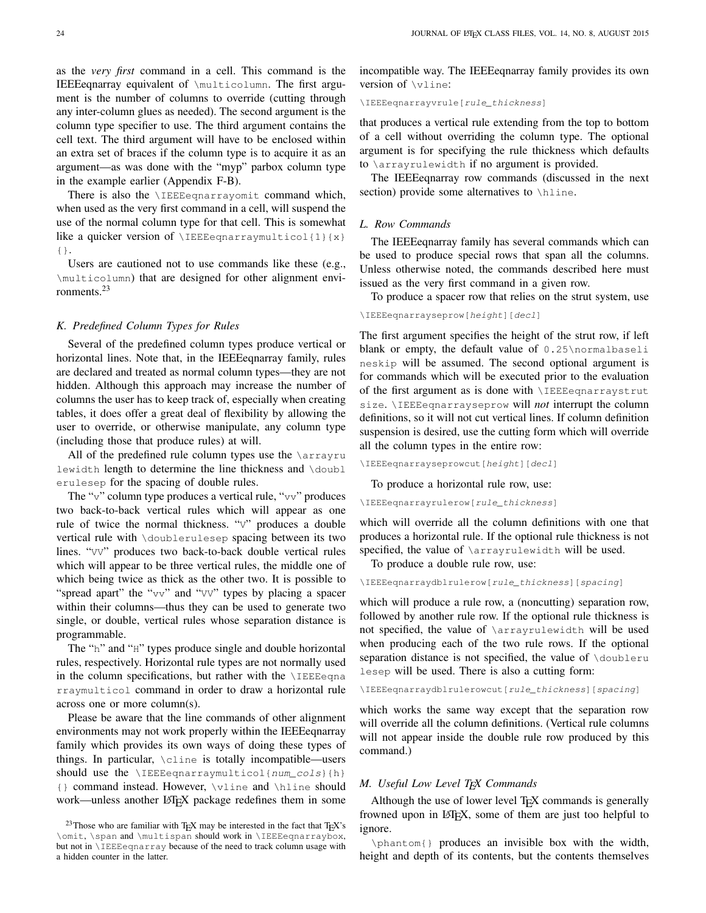as the *very first* command in a cell. This command is the IEEEeqnarray equivalent of `\multicolumn`. The first argument is the number of columns to override (cutting through any inter-column glues as needed). The second argument is the column type specifier to use. The third argument contains the cell text. The third argument will have to be enclosed within an extra set of braces if the column type is to acquire it as an argument—as was done with the "myp" parbox column type in the example earlier (Appendix F-B).

There is also the `\IEEEeqnarrayomit` command which, when used as the very first command in a cell, will suspend the use of the normal column type for that cell. This is somewhat like a quicker version of `\IEEEeqnarraymulticol{1}{x}{}`.

Users are cautioned not to use commands like these (e.g., `\multicolumn`) that are designed for other alignment environments.[23]

### K. Predefined Column Types for Rules

Several of the predefined column types produce vertical or horizontal lines. Note that, in the IEEEeqnarray family, rules are declared and treated as normal column types—they are not hidden. Although this approach may increase the number of columns the user has to keep track of, especially when creating tables, it does offer a great deal of flexibility by allowing the user to override, or otherwise manipulate, any column type (including those that produce rules) at will.

All of the predefined rule column types use the `\arrayrulewidth` length to determine the line thickness and `\doublerulesep` for the spacing of double rules.

The "`v`" column type produces a vertical rule, "`vv`" produces two back-to-back vertical rules which will appear as one rule of twice the normal thickness. "`V`" produces a double vertical rule with `\doublerulesep` spacing between its two lines. "`VV`" produces two back-to-back double vertical rules which will appear to be three vertical rules, the middle one of which being twice as thick as the other two. It is possible to "spread apart" the "`vv`" and "`VV`" types by placing a spacer within their columns—thus they can be used to generate two single, or double, vertical rules whose separation distance is programmable.

The "`h`" and "`H`" types produce single and double horizontal rules, respectively. Horizontal rule types are not normally used in the column specifications, but rather with the `\IEEEeqnarraymulticol` command in order to draw a horizontal rule across one or more column(s).

Please be aware that the line commands of other alignment environments may not work properly within the IEEEeqnarray family which provides its own ways of doing these types of things. In particular, `\cline` is totally incompatible—users should use the `\IEEEeqnarraymulticol{`*num_cols*`}{h}{}` command instead. However, `\vline` and `\hline` should work—unless another LaTeX package redefines them in some incompatible way. The IEEEeqnarray family provides its own version of `\vline`:

```
\IEEEeqnarrayvrule[rule_thickness]
```

that produces a vertical rule extending from the top to bottom of a cell without overriding the column type. The optional argument is for specifying the rule thickness which defaults to `\arrayrulewidth` if no argument is provided.

The IEEEeqnarray row commands (discussed in the next section) provide some alternatives to `\hline`.

### L. Row Commands

The IEEEeqnarray family has several commands which can be used to produce special rows that span all the columns. Unless otherwise noted, the commands described here must issued as the very first command in a given row.

To produce a spacer row that relies on the strut system, use

```
\IEEEeqnarrayseprow[height][decl]
```

The first argument specifies the height of the strut row, if left blank or empty, the default value of `0.25\normalbaselineskip` will be assumed. The second optional argument is for commands which will be executed prior to the evaluation of the first argument as is done with `\IEEEeqnarraystrutsize`. `\IEEEeqnarrayseprow` will *not* interrupt the column definitions, so it will not cut vertical lines. If column definition suspension is desired, use the cutting form which will override all the column types in the entire row:

```
\IEEEeqnarrayseprowcut[height][decl]
```

To produce a horizontal rule row, use:

```
\IEEEeqnarrayrulerow[rule_thickness]
```

which will override all the column definitions with one that produces a horizontal rule. If the optional rule thickness is not specified, the value of `\arrayrulewidth` will be used.

To produce a double rule row, use:

```
\IEEEeqnarraydblrulerow[rule_thickness][spacing]
```

which will produce a rule row, a (noncutting) separation row, followed by another rule row. If the optional rule thickness is not specified, the value of `\arrayrulewidth` will be used when producing each of the two rule rows. If the optional separation distance is not specified, the value of `\doublerulesep` will be used. There is also a cutting form:

```
\IEEEeqnarraydblrulerowcut[rule_thickness][spacing]
```

which works the same way except that the separation row will override all the column definitions. (Vertical rule columns will not appear inside the double rule row produced by this command.)

### M. Useful Low Level TeX Commands

Although the use of lower level TeX commands is generally frowned upon in LaTeX, some of them are just too helpful to ignore.

`\phantom{}` produces an invisible box with the width, height and depth of its contents, but the contents themselves

[23] Those who are familiar with TeX may be interested in the fact that TeX's `\omit`, `\span` and `\multispan` should work in `\IEEEeqnarraybox`, but not in `\IEEEeqnarray` because of the need to track column usage with a hidden counter in the latter.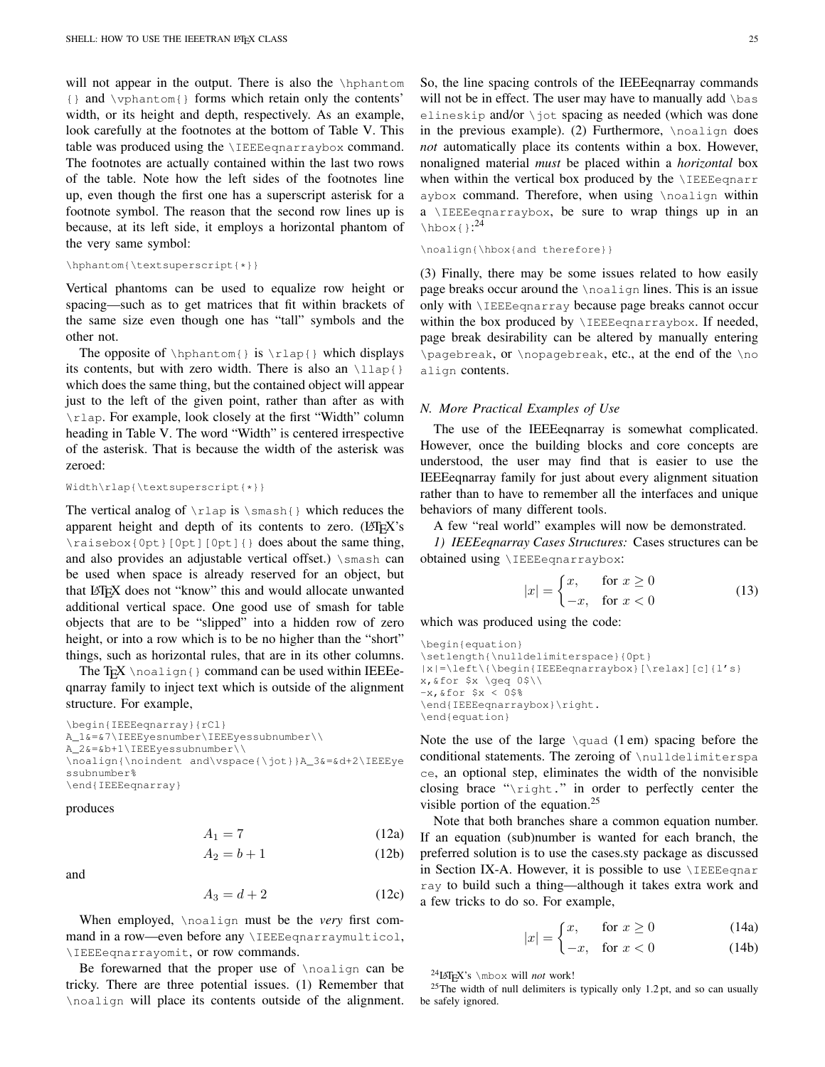will not appear in the output. There is also the \hphantom{} and \vphantom{} forms which retain only the contents' width, or its height and depth, respectively. As an example, look carefully at the footnotes at the bottom of Table V. This table was produced using the \IEEEeqnarraybox command. The footnotes are actually contained within the last two rows of the table. Note how the left sides of the footnotes line up, even though the first one has a superscript asterisk for a footnote symbol. The reason that the second row lines up is because, at its left side, it employs a horizontal phantom of the very same symbol:

```
\hphantom{\textsuperscript{*}}
```

Vertical phantoms can be used to equalize row height or spacing—such as to get matrices that fit within brackets of the same size even though one has "tall" symbols and the other not.

The opposite of \hphantom{} is \rlap{} which displays its contents, but with zero width. There is also an \llap{} which does the same thing, but the contained object will appear just to the left of the given point, rather than after as with \rlap. For example, look closely at the first "Width" column heading in Table V. The word "Width" is centered irrespective of the asterisk. That is because the width of the asterisk was zeroed:

```
Width\rlap{\textsuperscript{*}}
```

The vertical analog of \rlap is \smash{} which reduces the apparent height and depth of its contents to zero. (LaTeX's \raisebox{0pt}[0pt][0pt]{} does about the same thing, and also provides an adjustable vertical offset.) \smash can be used when space is already reserved for an object, but that LaTeX does not "know" this and would allocate unwanted additional vertical space. One good use of smash for table objects that are to be "slipped" into a hidden row of zero height, or into a row which is to be no higher than the "short" things, such as horizontal rules, that are in its other columns.

The TeX \noalign{} command can be used within IEEEeqnarray family to inject text which is outside of the alignment structure. For example,

```
\begin{IEEEeqnarray}{rCl}
A_1&=&7\IEEEyesnumber\IEEEyessubnumber\\
A_2&=&b+1\IEEEyessubnumber\\
\noalign{\noindent and\vspace{\jot}}A_3&=&d+2\IEEEyessubnumber%
\end{IEEEeqnarray}
```

produces

$$A_1 = 7 \tag{12a}$$

$$A_2 = b + 1 \tag{12b}$$

and

$$A_3 = d + 2 \tag{12c}$$

When employed, \noalign must be the *very* first command in a row—even before any \IEEEeqnarraymulticol, \IEEEeqnarrayomit, or row commands.

Be forewarned that the proper use of \noalign can be tricky. There are three potential issues. (1) Remember that \noalign will place its contents outside of the alignment. So, the line spacing controls of the IEEEeqnarray commands will not be in effect. The user may have to manually add \baselineskip and/or \jot spacing as needed (which was done in the previous example). (2) Furthermore, \noalign does *not* automatically place its contents within a box. However, nonaligned material *must* be placed within a *horizontal* box when within the vertical box produced by the \IEEEeqnarraybox command. Therefore, when using \noalign within a \IEEEeqnarraybox, be sure to wrap things up in an \hbox{}:[24]

```
\noalign{\hbox{and therefore}}
```

(3) Finally, there may be some issues related to how easily page breaks occur around the \noalign lines. This is an issue only with \IEEEeqnarray because page breaks cannot occur within the box produced by \IEEEeqnarraybox. If needed, page break desirability can be altered by manually entering \pagebreak, or \nopagebreak, etc., at the end of the \noalign contents.

### *N. More Practical Examples of Use*

The use of the IEEEeqnarray is somewhat complicated. However, once the building blocks and core concepts are understood, the user may find that is easier to use the IEEEeqnarray family for just about every alignment situation rather than to have to remember all the interfaces and unique behaviors of many different tools.

A few "real world" examples will now be demonstrated.

*1) IEEEeqnarray Cases Structures:* Cases structures can be obtained using \IEEEeqnarraybox:

$$|x| = \begin{cases} x, & \text{for } x \geq 0 \\ -x, & \text{for } x < 0 \end{cases} \tag{13}$$

which was produced using the code:

```
\begin{equation}
\setlength{\nulldelimiterspace}{0pt}
|x|=\left\{\begin{IEEEeqnarraybox}[\relax][c]{l's}
x,&for $x \geq 0$\\
-x,&for $x < 0$%
\end{IEEEeqnarraybox}\right.
\end{equation}
```

Note the use of the large \quad (1 em) spacing before the conditional statements. The zeroing of \nulldelimiterspace, an optional step, eliminates the width of the nonvisible closing brace "\right." in order to perfectly center the visible portion of the equation.[25]

Note that both branches share a common equation number. If an equation (sub)number is wanted for each branch, the preferred solution is to use the cases.sty package as discussed in Section IX-A. However, it is possible to use \IEEEeqnarray to build such a thing—although it takes extra work and a few tricks to do so. For example,

$$|x| = \begin{cases} x, & \text{for } x \geq 0 \quad (14a) \\ -x, & \text{for } x < 0 \quad (14b) \end{cases}$$

[24] LaTeX's \mbox will *not* work!

[25] The width of null delimiters is typically only 1.2 pt, and so can usually be safely ignored.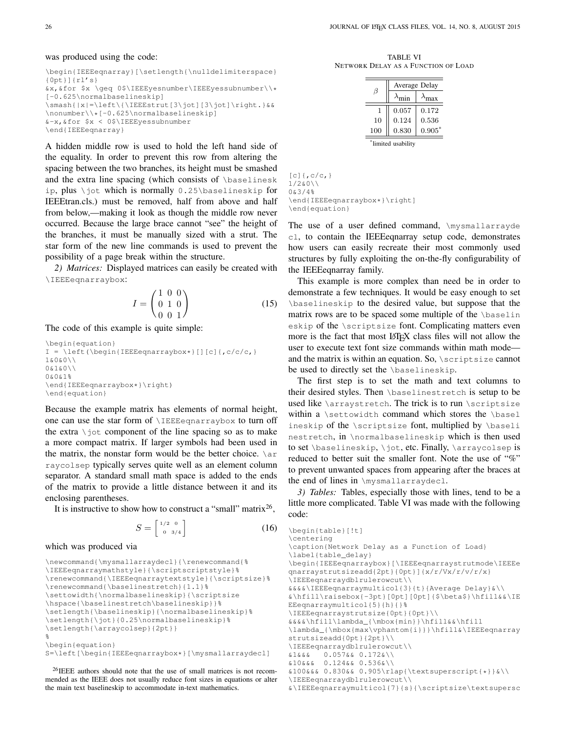was produced using the code:

```
\begin{IEEEeqnarray}[\setlength{\nulldelimiterspace}
{0pt}]{rl's}
&x,&for $x \geq 0$\IEEEyesnumber\IEEEyessubnumber\\*
[-0.625\normalbaselineskip]
\smash{|x|=\left\{\IEEEstrut[3\jot][3\jot]\right.}&&
\nonumber\\*[-0.625\normalbaselineskip]
&-x,&for $x < 0$\IEEEyessubnumber
\end{IEEEeqnarray}
```

A hidden middle row is used to hold the left hand side of the equality. In order to prevent this row from altering the spacing between the two branches, its height must be smashed and the extra line spacing (which consists of `\baselineskip`, plus `\jot` which is normally `0.25\baselineskip` for IEEEtran.cls.) must be removed, half from above and half from below,—making it look as though the middle row never occurred. Because the large brace cannot "see" the height of the branches, it must be manually sized with a strut. The star form of the new line commands is used to prevent the possibility of a page break within the structure.

*2) Matrices:* Displayed matrices can easily be created with `\IEEEeqnarraybox`:

$$I = \begin{pmatrix} 1 & 0 & 0 \\ 0 & 1 & 0 \\ 0 & 0 & 1 \end{pmatrix} \tag{15}$$

The code of this example is quite simple:

```
\begin{equation}
I = \left(\begin{IEEEeqnarraybox*}[][c]{,c/c/c,}
1&0&0\\
0&1&0\\
0&0&1%
\end{IEEEeqnarraybox*}\right)
\end{equation}
```

Because the example matrix has elements of normal height, one can use the star form of `\IEEEeqnarraybox` to turn off the extra `\jot` component of the line spacing so as to make a more compact matrix. If larger symbols had been used in the matrix, the nonstar form would be the better choice. `\arraycolsep` typically serves quite well as an element column separator. A standard small math space is added to the ends of the matrix to provide a little distance between it and its enclosing parentheses.

It is instructive to show how to construct a "small" matrix[26],

$$S = \left[\begin{smallmatrix} 1/2 & 0 \\ 0 & 3/4 \end{smallmatrix}\right] \tag{16}$$

which was produced via

```
\newcommand{\mysmallarraydecl}{\renewcommand{%
\IEEEeqnarraymathstyle}{\scriptscriptstyle}%
\renewcommand{\IEEEeqnarraytextstyle}{\scriptsize}%
\renewcommand{\baselinestretch}{1.1}%
\settowidth{\normalbaselineskip}{\scriptsize
\hspace{\baselinestretch\baselineskip}}%
\setlength{\baselineskip}{\normalbaselineskip}%
\setlength{\jot}{0.25\normalbaselineskip}%
\setlength{\arraycolsep}{2pt}}
%
\begin{equation}
S=\left[\begin{IEEEeqnarraybox*}[\mysmallarraydecl]
[c]{,c/c,}
1/2&0\\
0&3/4%
\end{IEEEeqnarraybox*}\right]
\end{equation}
```

[26]IEEE authors should note that the use of small matrices is not recommended as the IEEE does not usually reduce font sizes in equations or alter the main text baselineskip to accommodate in-text mathematics.

The use of a user defined command, `\mysmallarraydecl`, to contain the IEEEeqnarray setup code, demonstrates how users can easily recreate their most commonly used structures by fully exploiting the on-the-fly configurability of the IEEEeqnarray family.

This example is more complex than need be in order to demonstrate a few techniques. It would be easy enough to set `\baselineskip` to the desired value, but suppose that the matrix rows are to be spaced some multiple of the `\baselineskip` of the `\scriptsize` font. Complicating matters even more is the fact that most LaTeX class files will not allow the user to execute text font size commands within math mode—and the matrix is within an equation. So, `\scriptsize` cannot be used to directly set the `\baselineskip`.

The first step is to set the math and text columns to their desired styles. Then `\baselinestretch` is setup to be used like `\arraystretch`. The trick is to run `\scriptsize` within a `\settowidth` command which stores the `\baselineskip` of the `\scriptsize` font, multiplied by `\baselinestretch`, in `\normalbaselineskip` which is then used to set `\baselineskip`, `\jot`, etc. Finally, `\arraycolsep` is reduced to better suit the smaller font. Note the use of "%" to prevent unwanted spaces from appearing after the braces at the end of lines in `\mysmallarraydecl`.

*3) Tables:* Tables, especially those with lines, tend to be a little more complicated. Table VI was made with the following code:

TABLE VI
NETWORK DELAY AS A FUNCTION OF LOAD

| $\beta$ | Average Delay | |
|---|---|---|
| | $\lambda_{\text{min}}$ | $\lambda_{\text{max}}$ |
| 1 | 0.057 | 0.172 |
| 10 | 0.124 | 0.536 |
| 100 | 0.830 | 0.905* |

*limited usability

```
\begin{table}[!t]
\centering
\caption{Network Delay as a Function of Load}
\label{table_delay}
\begin{IEEEeqnarraybox}[\IEEEeqnarraystrutmode\IEEEe
qnarraystrutsizeadd{2pt}{0pt}]{x/r/Vx/r/v/r/x}
\IEEEeqnarraydblrulerowcut\\
&&&&\IEEEeqnarraymulticol{3}{t}{Average Delay}&\\
&\hfill\raisebox{-3pt}[0pt][0pt]{$\beta$}\hfill&&\IE
EEeqnarraymulticol{5}{h}{}%
\IEEEeqnarraystrutsize{0pt}{0pt}\\
&&&&\hfill\lambda_{\mbox{min}}\hfill&&\hfill
\lambda_{\mbox{max\vphantom{i}}}\hfill&\IEEEeqnarray
strutsizeadd{0pt}{2pt}\\
\IEEEeqnarraydblrulerowcut\\
&1&&&   0.057&& 0.172&\\
&10&&&  0.124&& 0.536&\\
&100&&& 0.830&& 0.905\rlap{\textsuperscript{*}}&\\
\IEEEeqnarraydblrulerowcut\\
&\IEEEeqnarraymulticol{7}{s}{\scriptsize\textsupersc
```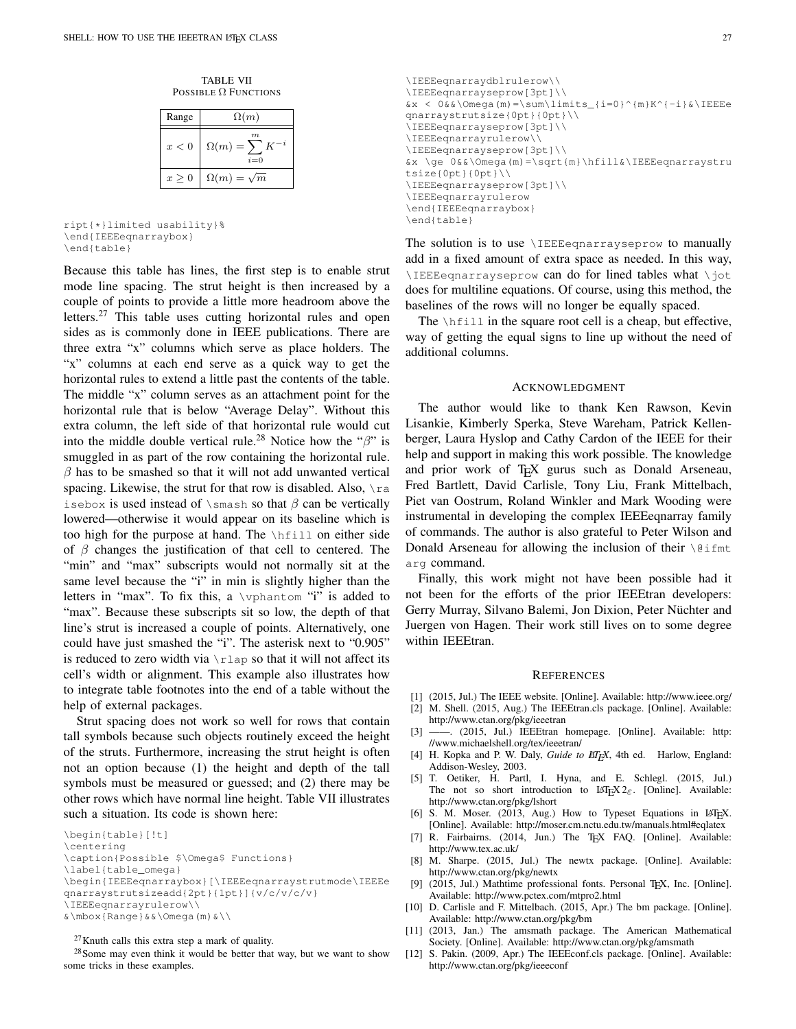TABLE VII
POSSIBLE Ω FUNCTIONS

| Range | $\Omega(m)$ |
|---|---|
| $x < 0$ | $\Omega(m) = \sum\limits_{i=0}^{m} K^{-i}$ |
| $x \geq 0$ | $\Omega(m) = \sqrt{m}$ |

```
ript{*}limited usability}%
\end{IEEEeqnarraybox}
\end{table}
```

Because this table has lines, the first step is to enable strut mode line spacing. The strut height is then increased by a couple of points to provide a little more headroom above the letters.[27] This table uses cutting horizontal rules and open sides as is commonly done in IEEE publications. There are three extra "x" columns which serve as place holders. The "x" columns at each end serve as a quick way to get the horizontal rules to extend a little past the contents of the table. The middle "x" column serves as an attachment point for the horizontal rule that is below "Average Delay". Without this extra column, the left side of that horizontal rule would cut into the middle double vertical rule.[28] Notice how the "$\beta$" is smuggled in as part of the row containing the horizontal rule. $\beta$ has to be smashed so that it will not add unwanted vertical spacing. Likewise, the strut for that row is disabled. Also, `\raisebox` is used instead of `\smash` so that $\beta$ can be vertically lowered—otherwise it would appear on its baseline which is too high for the purpose at hand. The `\hfill` on either side of $\beta$ changes the justification of that cell to centered. The "min" and "max" subscripts would not normally sit at the same level because the "i" in min is slightly higher than the letters in "max". To fix this, a `\vphantom` "i" is added to "max". Because these subscripts sit so low, the depth of that line's strut is increased a couple of points. Alternatively, one could have just smashed the "i". The asterisk next to "0.905" is reduced to zero width via `\rlap` so that it will not affect its cell's width or alignment. This example also illustrates how to integrate table footnotes into the end of a table without the help of external packages.

Strut spacing does not work so well for rows that contain tall symbols because such objects routinely exceed the height of the struts. Furthermore, increasing the strut height is often not an option because (1) the height and depth of the tall symbols must be measured or guessed; and (2) there may be other rows which have normal line height. Table VII illustrates such a situation. Its code is shown here:

```
\begin{table}[!t]
\centering
\caption{Possible $\Omega$ Functions}
\label{table_omega}
\begin{IEEEeqnarraybox}[\IEEEeqnarraystrutmode\IEEEe
qnarraystrutsizeadd{2pt}{1pt}]{v/c/v/c/v}
\IEEEeqnarrayrulerow\\
&\mbox{Range}&&\Omega(m)&\\
\IEEEeqnarraydblrulerow\\
\IEEEeqnarrayseprow[3pt]\\
&x < 0&&\Omega(m)=\sum\limits_{i=0}^{m}K^{-i}&\IEEEe
qnarraystrutsize{0pt}{0pt}\\
\IEEEeqnarrayseprow[3pt]\\
\IEEEeqnarrayrulerow\\
\IEEEeqnarrayseprow[3pt]\\
&x \ge 0&&\Omega(m)=\sqrt{m}\hfill&\IEEEeqnarraystru
tsize{0pt}{0pt}\\
\IEEEeqnarrayseprow[3pt]\\
\IEEEeqnarrayrulerow
\end{IEEEeqnarraybox}
\end{table}
```

The solution is to use `\IEEEeqnarrayseprow` to manually add in a fixed amount of extra space as needed. In this way, `\IEEEeqnarrayseprow` can do for lined tables what `\jot` does for multiline equations. Of course, using this method, the baselines of the rows will no longer be equally spaced.

The `\hfill` in the square root cell is a cheap, but effective, way of getting the equal signs to line up without the need of additional columns.

[27] Knuth calls this extra step a mark of quality.

[28] Some may even think it would be better that way, but we want to show some tricks in these examples.

## ACKNOWLEDGMENT

The author would like to thank Ken Rawson, Kevin Lisankie, Kimberly Sperka, Steve Wareham, Patrick Kellenberger, Laura Hyslop and Cathy Cardon of the IEEE for their help and support in making this work possible. The knowledge and prior work of TeX gurus such as Donald Arseneau, Fred Bartlett, David Carlisle, Tony Liu, Frank Mittelbach, Piet van Oostrum, Roland Winkler and Mark Wooding were instrumental in developing the complex IEEEeqnarray family of commands. The author is also grateful to Peter Wilson and Donald Arseneau for allowing the inclusion of their `\@ifmtarg` command.

Finally, this work might not have been possible had it not been for the efforts of the prior IEEEtran developers: Gerry Murray, Silvano Balemi, Jon Dixion, Peter Nüchter and Juergen von Hagen. Their work still lives on to some degree within IEEEtran.

## REFERENCES

[1] (2015, Jul.) The IEEE website. [Online]. Available: http://www.ieee.org/

[2] M. Shell. (2015, Aug.) The IEEEtran.cls package. [Online]. Available: http://www.ctan.org/pkg/ieeetran

[3] ——. (2015, Jul.) IEEEtran homepage. [Online]. Available: http://www.michaelshell.org/tex/ieeetran/

[4] H. Kopka and P. W. Daly, *Guide to LaTeX*, 4th ed. Harlow, England: Addison-Wesley, 2003.

[5] T. Oetiker, H. Partl, I. Hyna, and E. Schlegl. (2015, Jul.) The not so short introduction to LaTeX $2_\varepsilon$. [Online]. Available: http://www.ctan.org/pkg/lshort

[6] S. M. Moser. (2013, Aug.) How to Typeset Equations in LaTeX. [Online]. Available: http://moser.cm.nctu.edu.tw/manuals.html#eqlatex

[7] R. Fairbairns. (2014, Jun.) The TeX FAQ. [Online]. Available: http://www.tex.ac.uk/

[8] M. Sharpe. (2015, Jul.) The newtx package. [Online]. Available: http://www.ctan.org/pkg/newtx

[9] (2015, Jul.) Mathtime professional fonts. Personal TeX, Inc. [Online]. Available: http://www.pctex.com/mtpro2.html

[10] D. Carlisle and F. Mittelbach. (2015, Apr.) The bm package. [Online]. Available: http://www.ctan.org/pkg/bm

[11] (2013, Jan.) The amsmath package. The American Mathematical Society. [Online]. Available: http://www.ctan.org/pkg/amsmath

[12] S. Pakin. (2009, Apr.) The IEEEconf.cls package. [Online]. Available: http://www.ctan.org/pkg/ieeeconf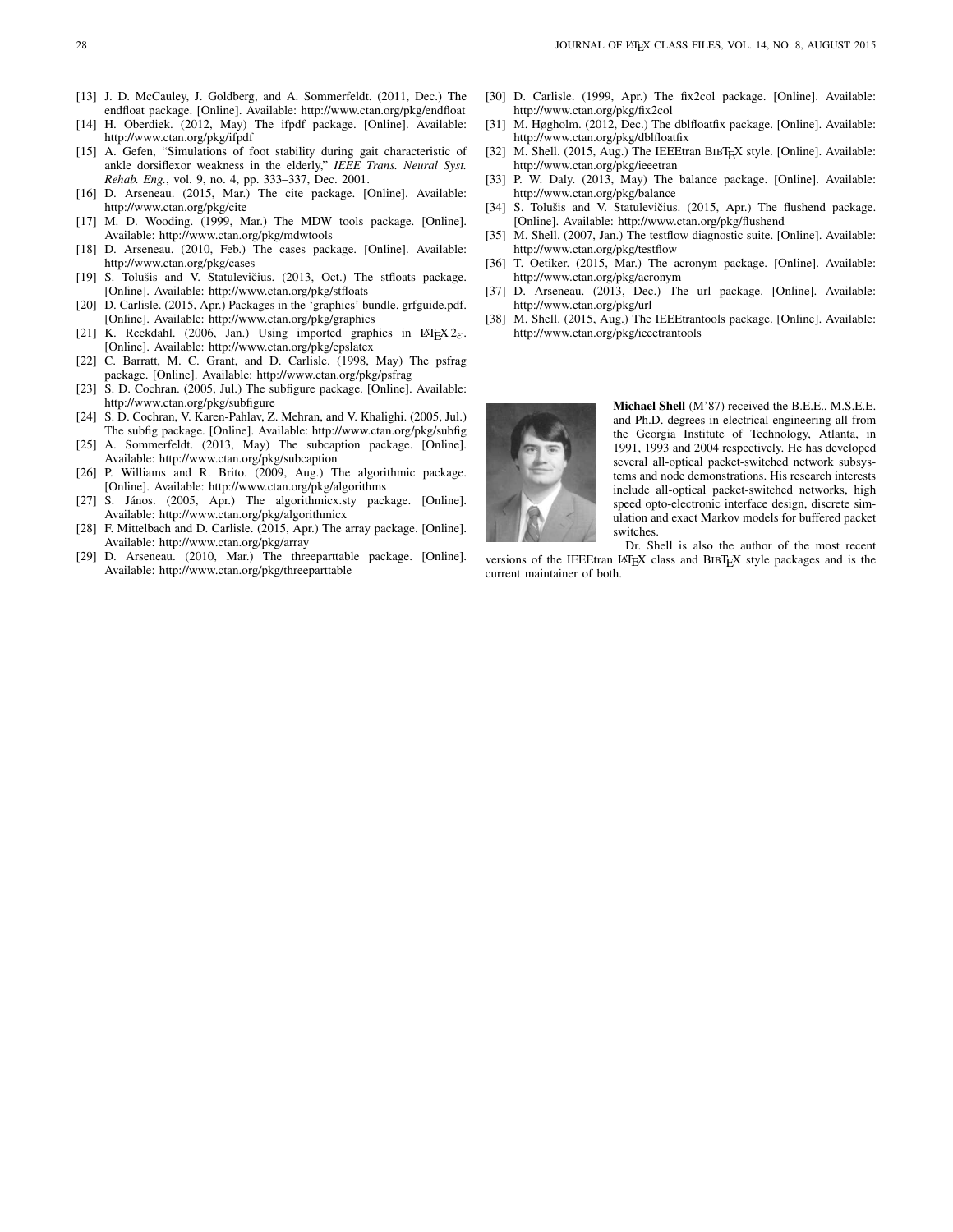[13] J. D. McCauley, J. Goldberg, and A. Sommerfeldt. (2011, Dec.) The endfloat package. [Online]. Available: http://www.ctan.org/pkg/endfloat

[14] H. Oberdiek. (2012, May) The ifpdf package. [Online]. Available: http://www.ctan.org/pkg/ifpdf

[15] A. Gefen, "Simulations of foot stability during gait characteristic of ankle dorsiflexor weakness in the elderly," *IEEE Trans. Neural Syst. Rehab. Eng.*, vol. 9, no. 4, pp. 333–337, Dec. 2001.

[16] D. Arseneau. (2015, Mar.) The cite package. [Online]. Available: http://www.ctan.org/pkg/cite

[17] M. D. Wooding. (1999, Mar.) The MDW tools package. [Online]. Available: http://www.ctan.org/pkg/mdwtools

[18] D. Arseneau. (2010, Feb.) The cases package. [Online]. Available: http://www.ctan.org/pkg/cases

[19] S. Tolušis and V. Statulevičius. (2013, Oct.) The stfloats package. [Online]. Available: http://www.ctan.org/pkg/stfloats

[20] D. Carlisle. (2015, Apr.) Packages in the 'graphics' bundle. grfguide.pdf. [Online]. Available: http://www.ctan.org/pkg/graphics

[21] K. Reckdahl. (2006, Jan.) Using imported graphics in LaTeX $2_\varepsilon$. [Online]. Available: http://www.ctan.org/pkg/epslatex

[22] C. Barratt, M. C. Grant, and D. Carlisle. (1998, May) The psfrag package. [Online]. Available: http://www.ctan.org/pkg/psfrag

[23] S. D. Cochran. (2005, Jul.) The subfigure package. [Online]. Available: http://www.ctan.org/pkg/subfigure

[24] S. D. Cochran, V. Karen-Pahlav, Z. Mehran, and V. Khalighi. (2005, Jul.) The subfig package. [Online]. Available: http://www.ctan.org/pkg/subfig

[25] A. Sommerfeldt. (2013, May) The subcaption package. [Online]. Available: http://www.ctan.org/pkg/subcaption

[26] P. Williams and R. Brito. (2009, Aug.) The algorithmic package. [Online]. Available: http://www.ctan.org/pkg/algorithms

[27] S. János. (2005, Apr.) The algorithmicx.sty package. [Online]. Available: http://www.ctan.org/pkg/algorithmicx

[28] F. Mittelbach and D. Carlisle. (2015, Apr.) The array package. [Online]. Available: http://www.ctan.org/pkg/array

[29] D. Arseneau. (2010, Mar.) The threeparttable package. [Online]. Available: http://www.ctan.org/pkg/threeparttable

[30] D. Carlisle. (1999, Apr.) The fix2col package. [Online]. Available: http://www.ctan.org/pkg/fix2col

[31] M. Høgholm. (2012, Dec.) The dblfloatfix package. [Online]. Available: http://www.ctan.org/pkg/dblfloatfix

[32] M. Shell. (2015, Aug.) The IEEEtran BibTeX style. [Online]. Available: http://www.ctan.org/pkg/ieeetran

[33] P. W. Daly. (2013, May) The balance package. [Online]. Available: http://www.ctan.org/pkg/balance

[34] S. Tolušis and V. Statulevičius. (2015, Apr.) The flushend package. [Online]. Available: http://www.ctan.org/pkg/flushend

[35] M. Shell. (2007, Jan.) The testflow diagnostic suite. [Online]. Available: http://www.ctan.org/pkg/testflow

[36] T. Oetiker. (2015, Mar.) The acronym package. [Online]. Available: http://www.ctan.org/pkg/acronym

[37] D. Arseneau. (2013, Dec.) The url package. [Online]. Available: http://www.ctan.org/pkg/url

[38] M. Shell. (2015, Aug.) The IEEEtrantools package. [Online]. Available: http://www.ctan.org/pkg/ieeetrantools

**Michael Shell** (M'87) received the B.E.E., M.S.E.E. and Ph.D. degrees in electrical engineering all from the Georgia Institute of Technology, Atlanta, in 1991, 1993 and 2004 respectively. He has developed several all-optical packet-switched network subsystems and node demonstrations. His research interests include all-optical packet-switched networks, high speed opto-electronic interface design, discrete simulation and exact Markov models for buffered packet switches.

Dr. Shell is also the author of the most recent versions of the IEEEtran LaTeX class and BibTeX style packages and is the current maintainer of both.